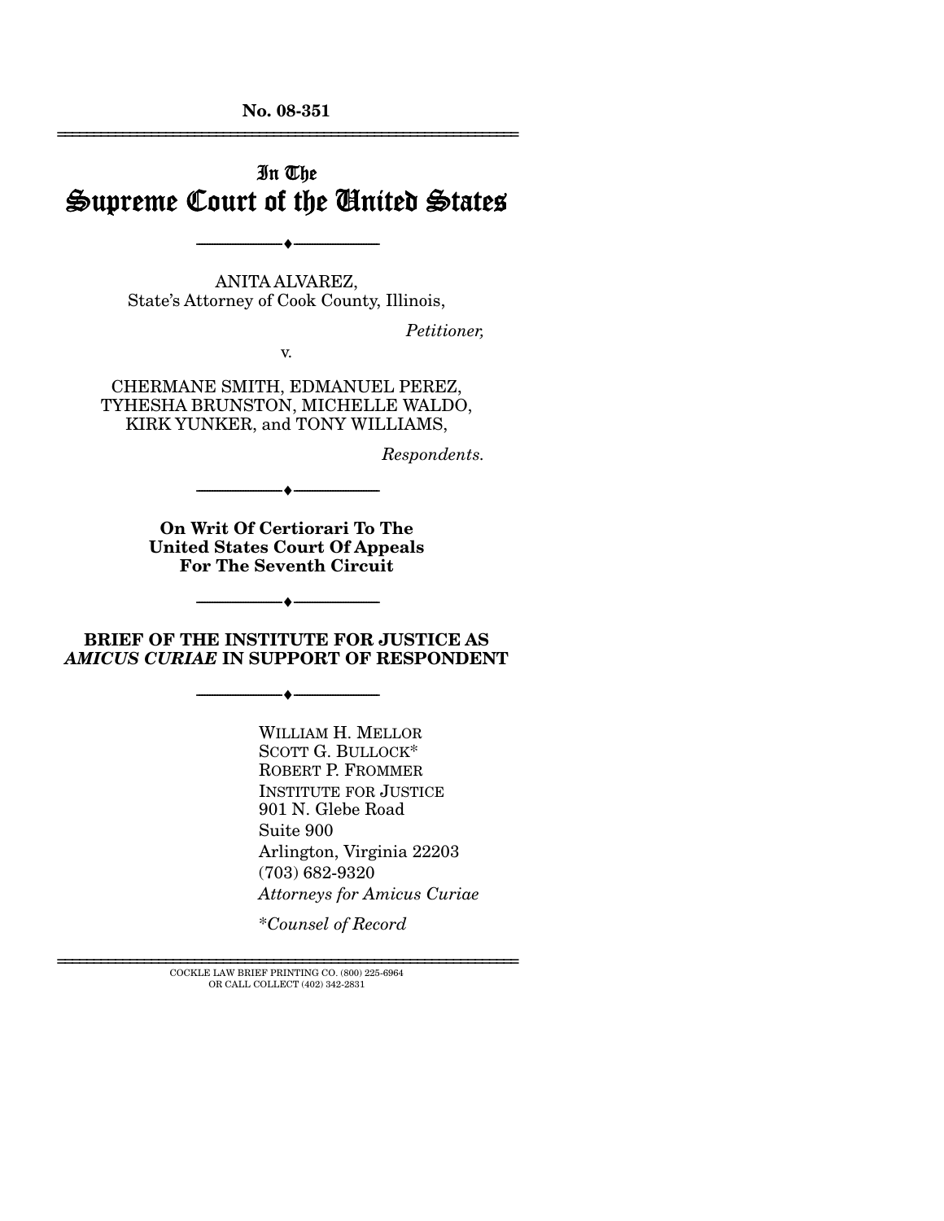No. 08-351

---

# In The Supreme Court of the United States

---

ANITA ALVAREZ,
State's Attorney of Cook County, Illinois,

*Petitioner,*

v.

CHERMANE SMITH, EDMANUEL PEREZ, TYHESHA BRUNSTON, MICHELLE WALDO, KIRK YUNKER, and TONY WILLIAMS,

*Respondents.*

---

**On Writ Of Certiorari To The United States Court Of Appeals For The Seventh Circuit**

---

**BRIEF OF THE INSTITUTE FOR JUSTICE AS *AMICUS CURIAE* IN SUPPORT OF RESPONDENT**

---

WILLIAM H. MELLOR
SCOTT G. BULLOCK*
ROBERT P. FROMMER
INSTITUTE FOR JUSTICE
901 N. Glebe Road
Suite 900
Arlington, Virginia 22203
(703) 682-9320
*Attorneys for Amicus Curiae*

*\*Counsel of Record*

---

COCKLE LAW BRIEF PRINTING CO. (800) 225-6964
OR CALL COLLECT (402) 342-2831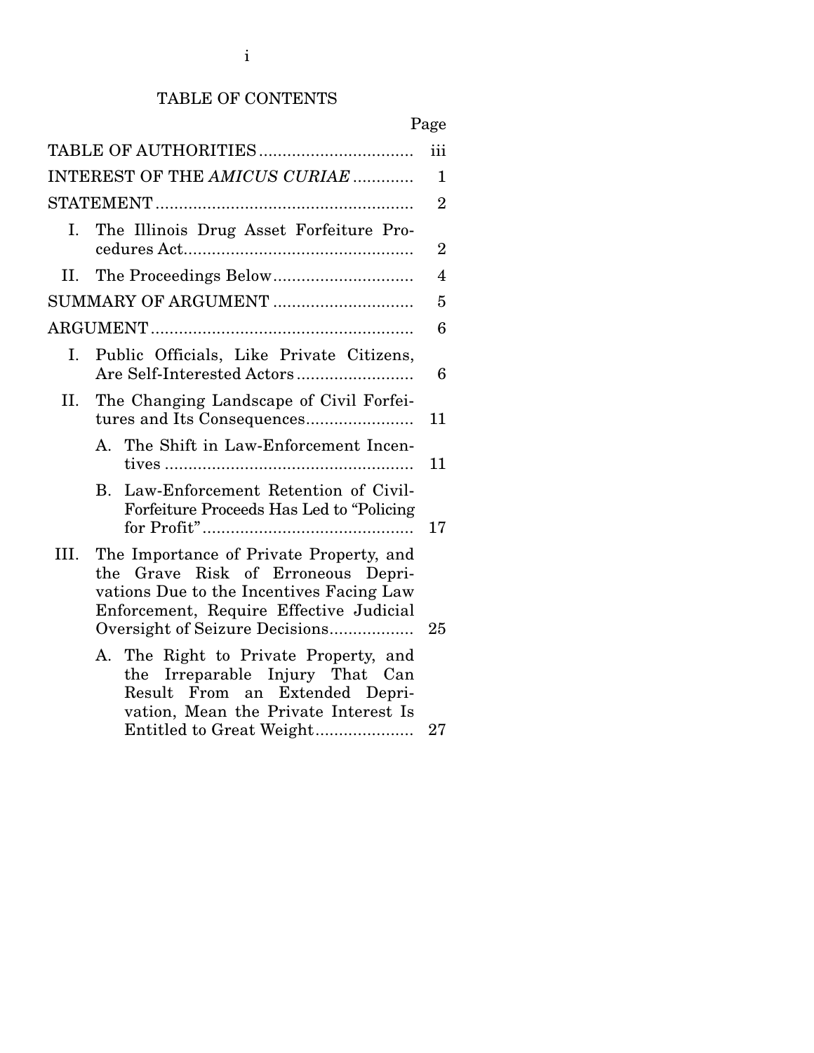# TABLE OF CONTENTS

| | Page |
|---|---|
| TABLE OF AUTHORITIES | iii |
| INTEREST OF THE *AMICUS CURIAE* | 1 |
| STATEMENT | 2 |
| I. The Illinois Drug Asset Forfeiture Procedures Act | 2 |
| II. The Proceedings Below | 4 |
| SUMMARY OF ARGUMENT | 5 |
| ARGUMENT | 6 |
| I. Public Officials, Like Private Citizens, Are Self-Interested Actors | 6 |
| II. The Changing Landscape of Civil Forfeitures and Its Consequences | 11 |
| A. The Shift in Law-Enforcement Incentives | 11 |
| B. Law-Enforcement Retention of Civil-Forfeiture Proceeds Has Led to "Policing for Profit" | 17 |
| III. The Importance of Private Property, and the Grave Risk of Erroneous Deprivations Due to the Incentives Facing Law Enforcement, Require Effective Judicial Oversight of Seizure Decisions | 25 |
| A. The Right to Private Property, and the Irreparable Injury That Can Result From an Extended Deprivation, Mean the Private Interest Is Entitled to Great Weight | 27 |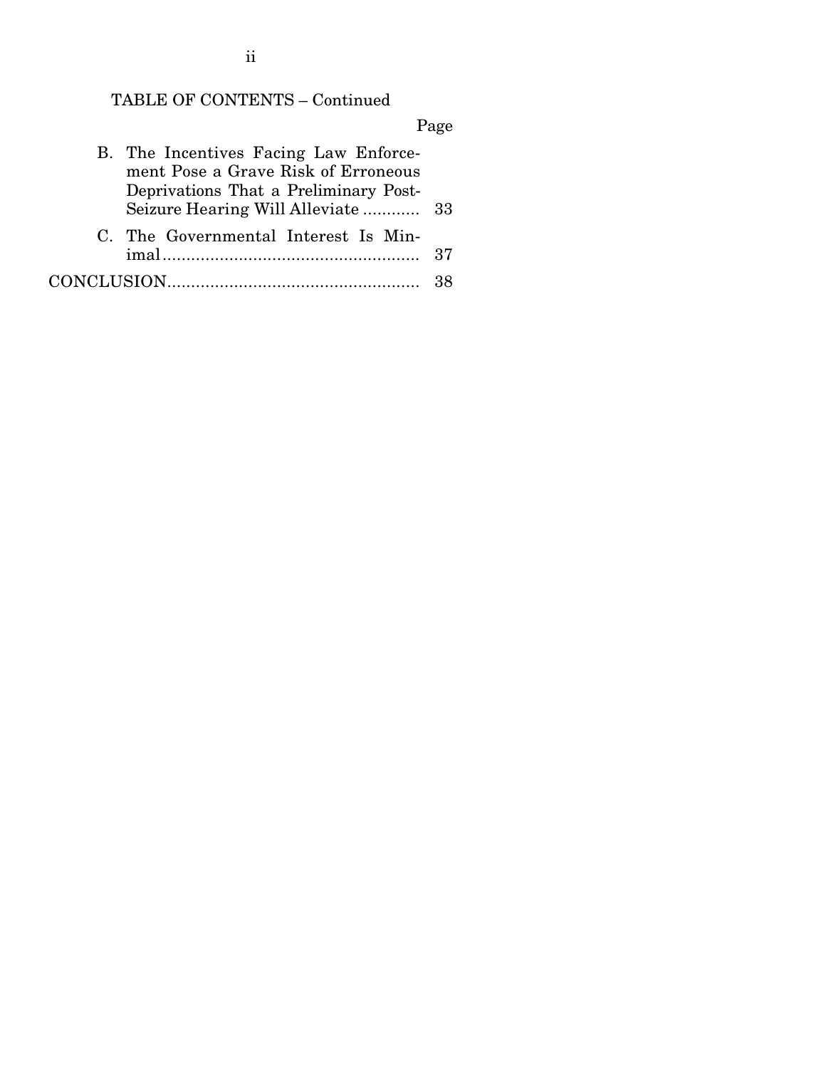TABLE OF CONTENTS – Continued

| | Page |
|---|---|
| B. The Incentives Facing Law Enforcement Pose a Grave Risk of Erroneous Deprivations That a Preliminary Post-Seizure Hearing Will Alleviate ............ | 33 |
| C. The Governmental Interest Is Minimal ...................................................... | 37 |
| CONCLUSION..................................................... | 38 |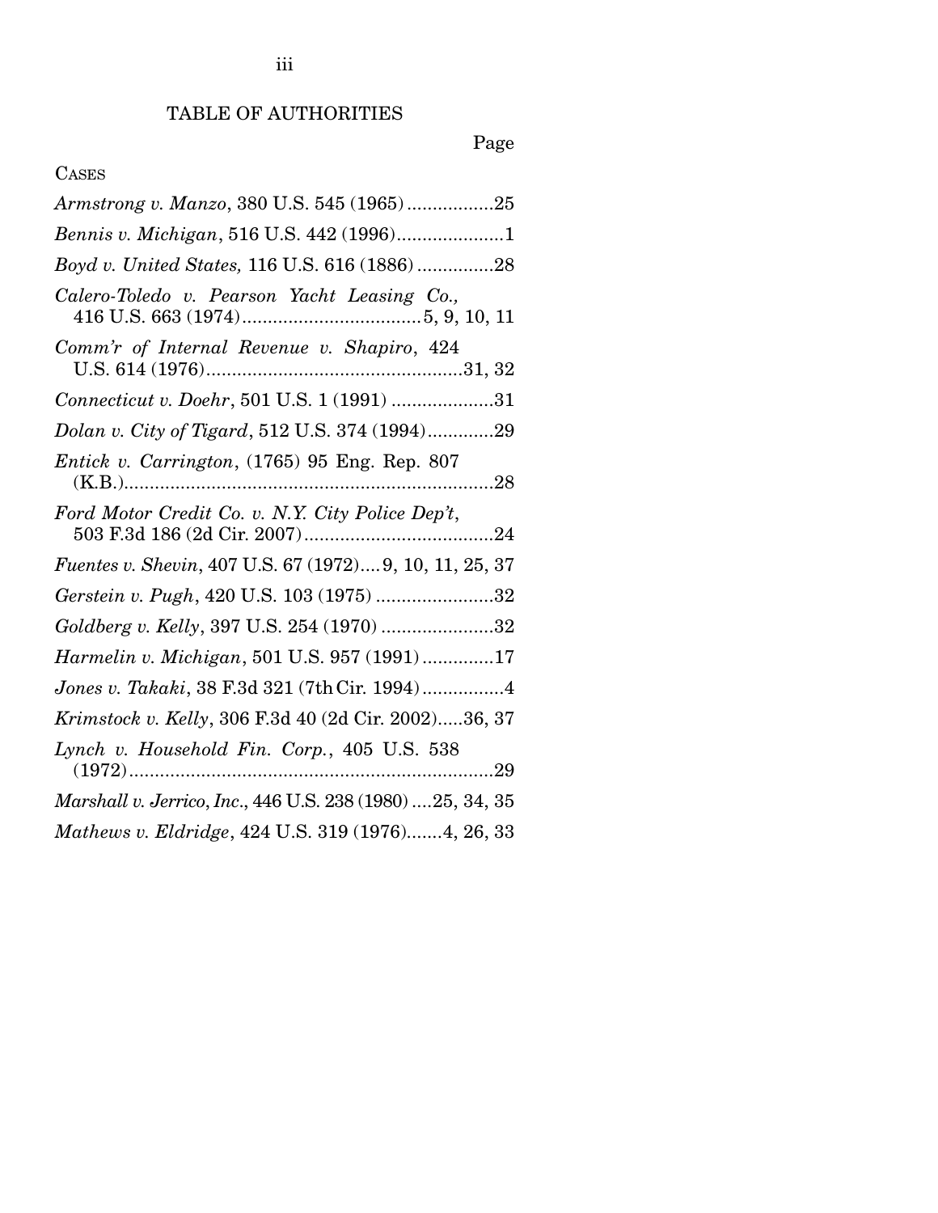# TABLE OF AUTHORITIES

Page

CASES

*Armstrong v. Manzo*, 380 U.S. 545 (1965) .................25

*Bennis v. Michigan*, 516 U.S. 442 (1996).....................1

*Boyd v. United States,* 116 U.S. 616 (1886) ...............28

*Calero-Toledo v. Pearson Yacht Leasing Co.,* 416 U.S. 663 (1974)...................................5, 9, 10, 11

*Comm'r of Internal Revenue v. Shapiro*, 424 U.S. 614 (1976)..................................................31, 32

*Connecticut v. Doehr*, 501 U.S. 1 (1991) ....................31

*Dolan v. City of Tigard*, 512 U.S. 374 (1994).............29

*Entick v. Carrington*, (1765) 95 Eng. Rep. 807 (K.B.).........................................................................28

*Ford Motor Credit Co. v. N.Y. City Police Dep't*, 503 F.3d 186 (2d Cir. 2007).....................................24

*Fuentes v. Shevin*, 407 U.S. 67 (1972)....9, 10, 11, 25, 37

*Gerstein v. Pugh*, 420 U.S. 103 (1975) .......................32

*Goldberg v. Kelly*, 397 U.S. 254 (1970) ......................32

*Harmelin v. Michigan*, 501 U.S. 957 (1991) ..............17

*Jones v. Takaki*, 38 F.3d 321 (7th Cir. 1994)................4

*Krimstock v. Kelly*, 306 F.3d 40 (2d Cir. 2002).....36, 37

*Lynch v. Household Fin. Corp.*, 405 U.S. 538 (1972).......................................................................29

*Marshall v. Jerrico, Inc.*, 446 U.S. 238 (1980) ....25, 34, 35

*Mathews v. Eldridge*, 424 U.S. 319 (1976).......4, 26, 33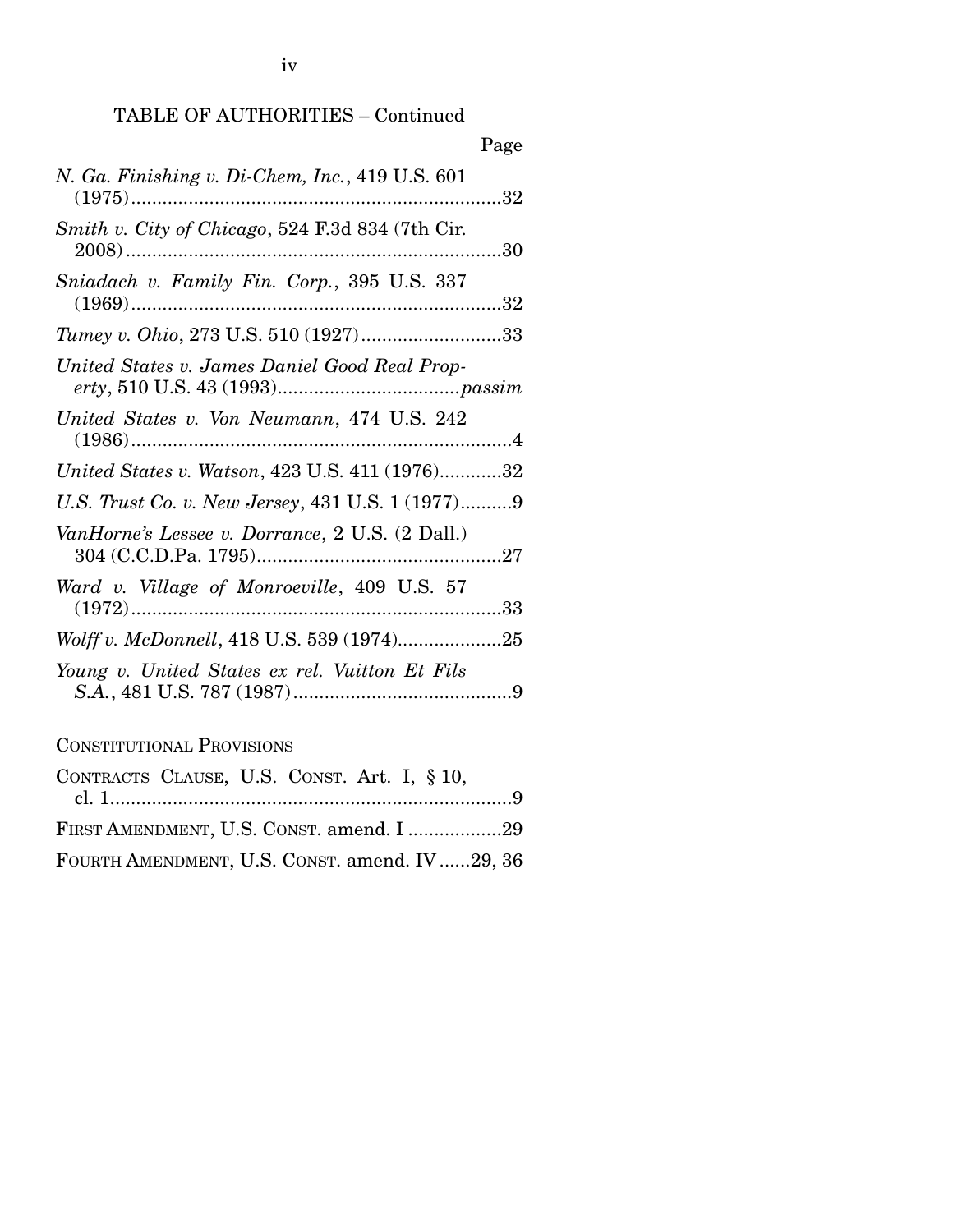TABLE OF AUTHORITIES – Continued

Page

*N. Ga. Finishing v. Di-Chem, Inc.*, 419 U.S. 601 (1975)........................................................................32

*Smith v. City of Chicago*, 524 F.3d 834 (7th Cir. 2008)........................................................................30

*Sniadach v. Family Fin. Corp.*, 395 U.S. 337 (1969)........................................................................32

*Tumey v. Ohio*, 273 U.S. 510 (1927)...........................33

*United States v. James Daniel Good Real Property*, 510 U.S. 43 (1993)...................................*passim*

*United States v. Von Neumann*, 474 U.S. 242 (1986)..........................................................................4

*United States v. Watson*, 423 U.S. 411 (1976)............32

*U.S. Trust Co. v. New Jersey*, 431 U.S. 1 (1977)..........9

*VanHorne's Lessee v. Dorrance*, 2 U.S. (2 Dall.) 304 (C.C.D.Pa. 1795)...............................................27

*Ward v. Village of Monroeville*, 409 U.S. 57 (1972)........................................................................33

*Wolff v. McDonnell*, 418 U.S. 539 (1974)....................25

*Young v. United States ex rel. Vuitton Et Fils S.A.*, 481 U.S. 787 (1987)..........................................9

CONSTITUTIONAL PROVISIONS

CONTRACTS CLAUSE, U.S. CONST. Art. I, § 10, cl. 1.............................................................................9

FIRST AMENDMENT, U.S. CONST. amend. I ..................29

FOURTH AMENDMENT, U.S. CONST. amend. IV ......29, 36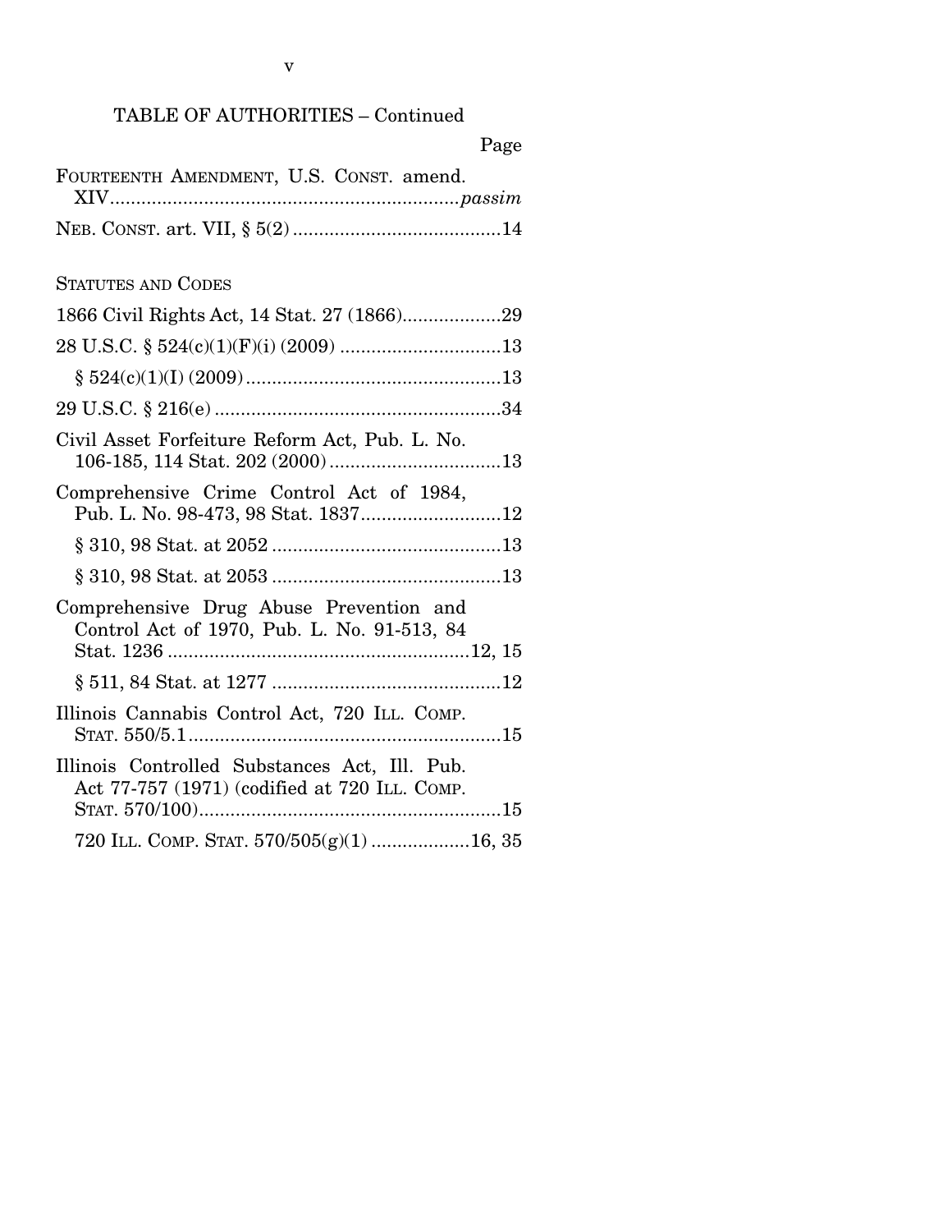TABLE OF AUTHORITIES – Continued

Page

FOURTEENTH AMENDMENT, U.S. CONST. amend. XIV ................................................................ *passim*

NEB. CONST. art. VII, § 5(2) ........................................ 14

STATUTES AND CODES

1866 Civil Rights Act, 14 Stat. 27 (1866) ................... 29

28 U.S.C. § 524(c)(1)(F)(i) (2009) ............................... 13

§ 524(c)(1)(I) (2009) ................................................. 13

29 U.S.C. § 216(e) ....................................................... 34

Civil Asset Forfeiture Reform Act, Pub. L. No. 106-185, 114 Stat. 202 (2000) ................................. 13

Comprehensive Crime Control Act of 1984, Pub. L. No. 98-473, 98 Stat. 1837 ........................... 12

§ 310, 98 Stat. at 2052 ............................................ 13

§ 310, 98 Stat. at 2053 ............................................ 13

Comprehensive Drug Abuse Prevention and Control Act of 1970, Pub. L. No. 91-513, 84 Stat. 1236 ......................................................... 12, 15

§ 511, 84 Stat. at 1277 ............................................ 12

Illinois Cannabis Control Act, 720 ILL. COMP. STAT. 550/5.1 ............................................................ 15

Illinois Controlled Substances Act, Ill. Pub. Act 77-757 (1971) (codified at 720 ILL. COMP. STAT. 570/100) .......................................................... 15

720 ILL. COMP. STAT. 570/505(g)(1) ................... 16, 35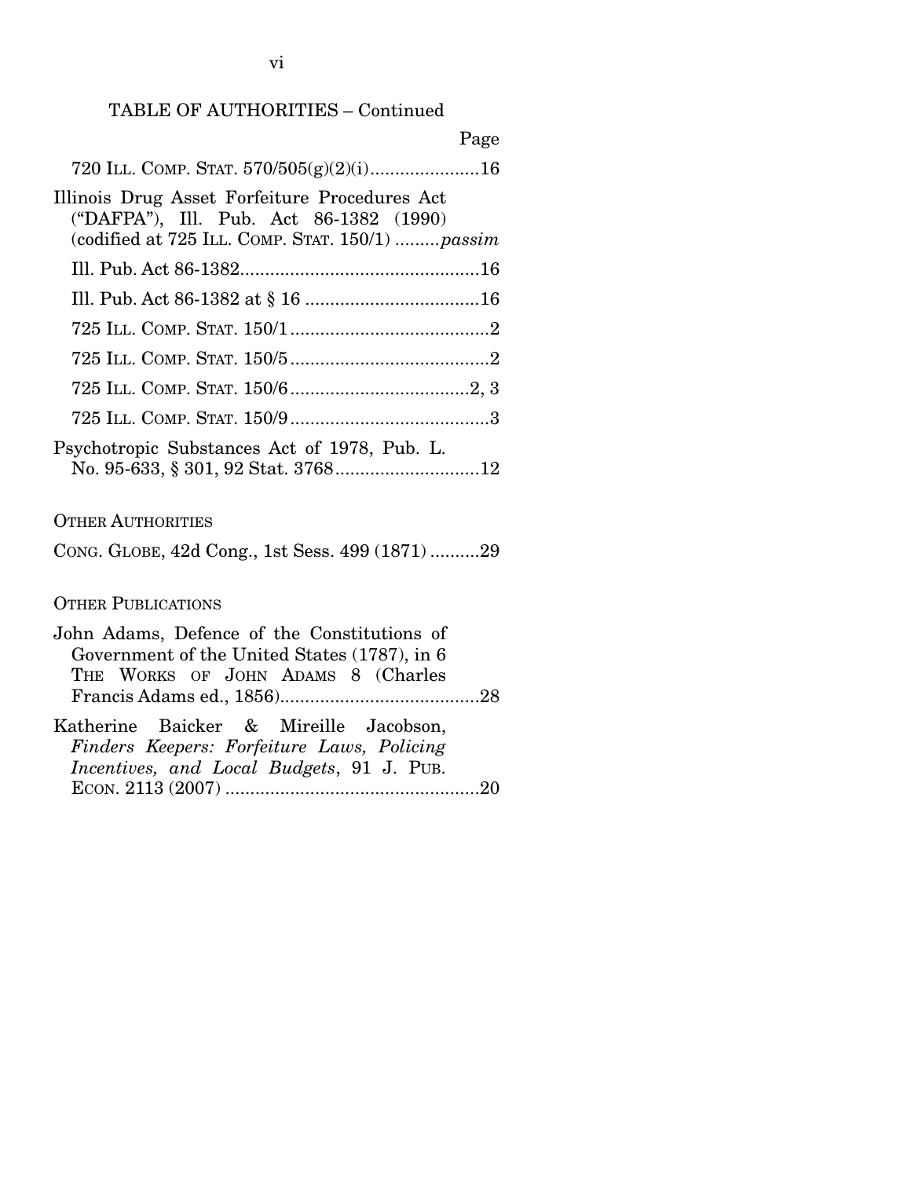TABLE OF AUTHORITIES – Continued

Page

720 ILL. COMP. STAT. 570/505(g)(2)(i)......................16

Illinois Drug Asset Forfeiture Procedures Act ("DAFPA"), Ill. Pub. Act 86-1382 (1990) (codified at 725 ILL. COMP. STAT. 150/1) .........*passim*

Ill. Pub. Act 86-1382................................................16

Ill. Pub. Act 86-1382 at § 16 ...................................16

725 ILL. COMP. STAT. 150/1........................................2

725 ILL. COMP. STAT. 150/5........................................2

725 ILL. COMP. STAT. 150/6....................................2, 3

725 ILL. COMP. STAT. 150/9........................................3

Psychotropic Substances Act of 1978, Pub. L. No. 95-633, § 301, 92 Stat. 3768.............................12

OTHER AUTHORITIES

CONG. GLOBE, 42d Cong., 1st Sess. 499 (1871) ..........29

OTHER PUBLICATIONS

John Adams, Defence of the Constitutions of Government of the United States (1787), in 6 THE WORKS OF JOHN ADAMS 8 (Charles Francis Adams ed., 1856)........................................28

Katherine Baicker & Mireille Jacobson, *Finders Keepers: Forfeiture Laws, Policing Incentives, and Local Budgets*, 91 J. PUB. ECON. 2113 (2007) ...................................................20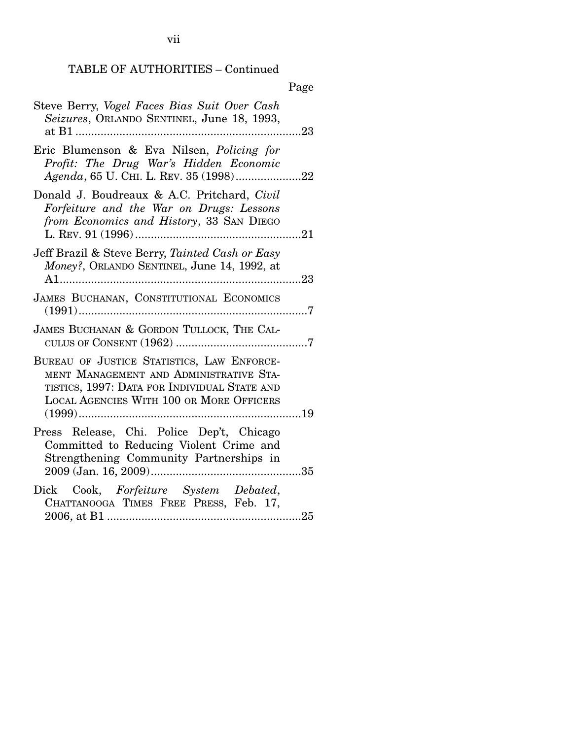TABLE OF AUTHORITIES – Continued

Page

Steve Berry, *Vogel Faces Bias Suit Over Cash Seizures*, ORLANDO SENTINEL, June 18, 1993, at B1 .......................................................................23

Eric Blumenson & Eva Nilsen, *Policing for Profit: The Drug War's Hidden Economic Agenda*, 65 U. CHI. L. REV. 35 (1998).....................22

Donald J. Boudreaux & A.C. Pritchard, *Civil Forfeiture and the War on Drugs: Lessons from Economics and History*, 33 SAN DIEGO L. REV. 91 (1996).....................................................21

Jeff Brazil & Steve Berry, *Tainted Cash or Easy Money?*, ORLANDO SENTINEL, June 14, 1992, at A1.............................................................................23

JAMES BUCHANAN, CONSTITUTIONAL ECONOMICS (1991).........................................................................7

JAMES BUCHANAN & GORDON TULLOCK, THE CALCULUS OF CONSENT (1962) ..........................................7

BUREAU OF JUSTICE STATISTICS, LAW ENFORCEMENT MANAGEMENT AND ADMINISTRATIVE STATISTICS, 1997: DATA FOR INDIVIDUAL STATE AND LOCAL AGENCIES WITH 100 OR MORE OFFICERS (1999).......................................................................19

Press Release, Chi. Police Dep't, Chicago Committed to Reducing Violent Crime and Strengthening Community Partnerships in 2009 (Jan. 16, 2009)................................................35

Dick Cook, *Forfeiture System Debated*, CHATTANOOGA TIMES FREE PRESS, Feb. 17, 2006, at B1 ..............................................................25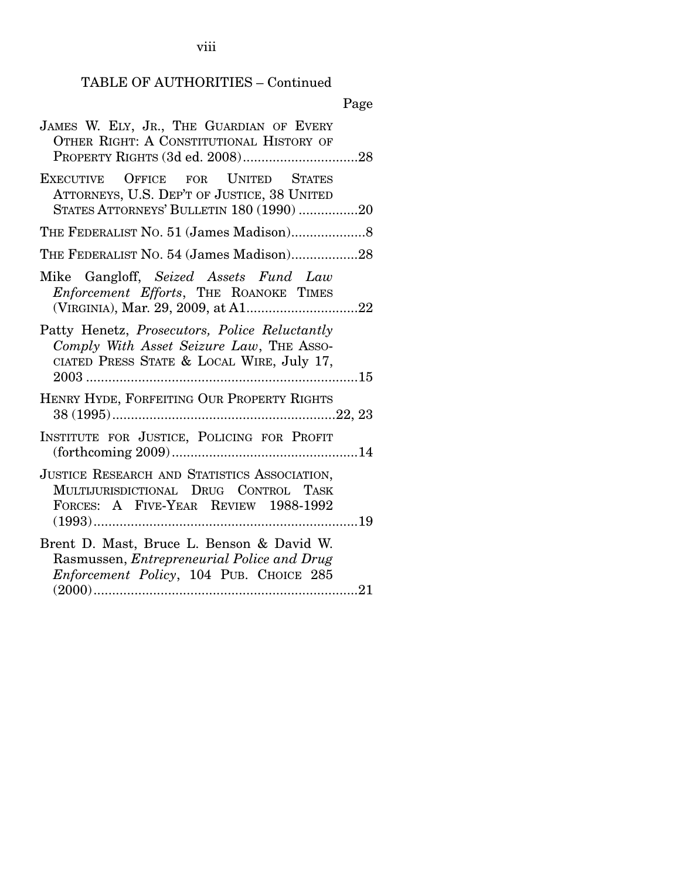TABLE OF AUTHORITIES – Continued

Page

JAMES W. ELY, JR., THE GUARDIAN OF EVERY OTHER RIGHT: A CONSTITUTIONAL HISTORY OF PROPERTY RIGHTS (3d ed. 2008)...............................28

EXECUTIVE OFFICE FOR UNITED STATES ATTORNEYS, U.S. DEP'T OF JUSTICE, 38 UNITED STATES ATTORNEYS' BULLETIN 180 (1990) ................20

THE FEDERALIST NO. 51 (James Madison)....................8

THE FEDERALIST NO. 54 (James Madison)..................28

Mike Gangloff, *Seized Assets Fund Law Enforcement Efforts*, THE ROANOKE TIMES (VIRGINIA), Mar. 29, 2009, at A1..............................22

Patty Henetz, *Prosecutors, Police Reluctantly Comply With Asset Seizure Law*, THE ASSOCIATED PRESS STATE & LOCAL WIRE, July 17, 2003 .........................................................................15

HENRY HYDE, FORFEITING OUR PROPERTY RIGHTS 38 (1995)...........................................................22, 23

INSTITUTE FOR JUSTICE, POLICING FOR PROFIT (forthcoming 2009)..................................................14

JUSTICE RESEARCH AND STATISTICS ASSOCIATION, MULTIJURISDICTIONAL DRUG CONTROL TASK FORCES: A FIVE-YEAR REVIEW 1988-1992 (1993).......................................................................19

Brent D. Mast, Bruce L. Benson & David W. Rasmussen, *Entrepreneurial Police and Drug Enforcement Policy*, 104 PUB. CHOICE 285 (2000).......................................................................21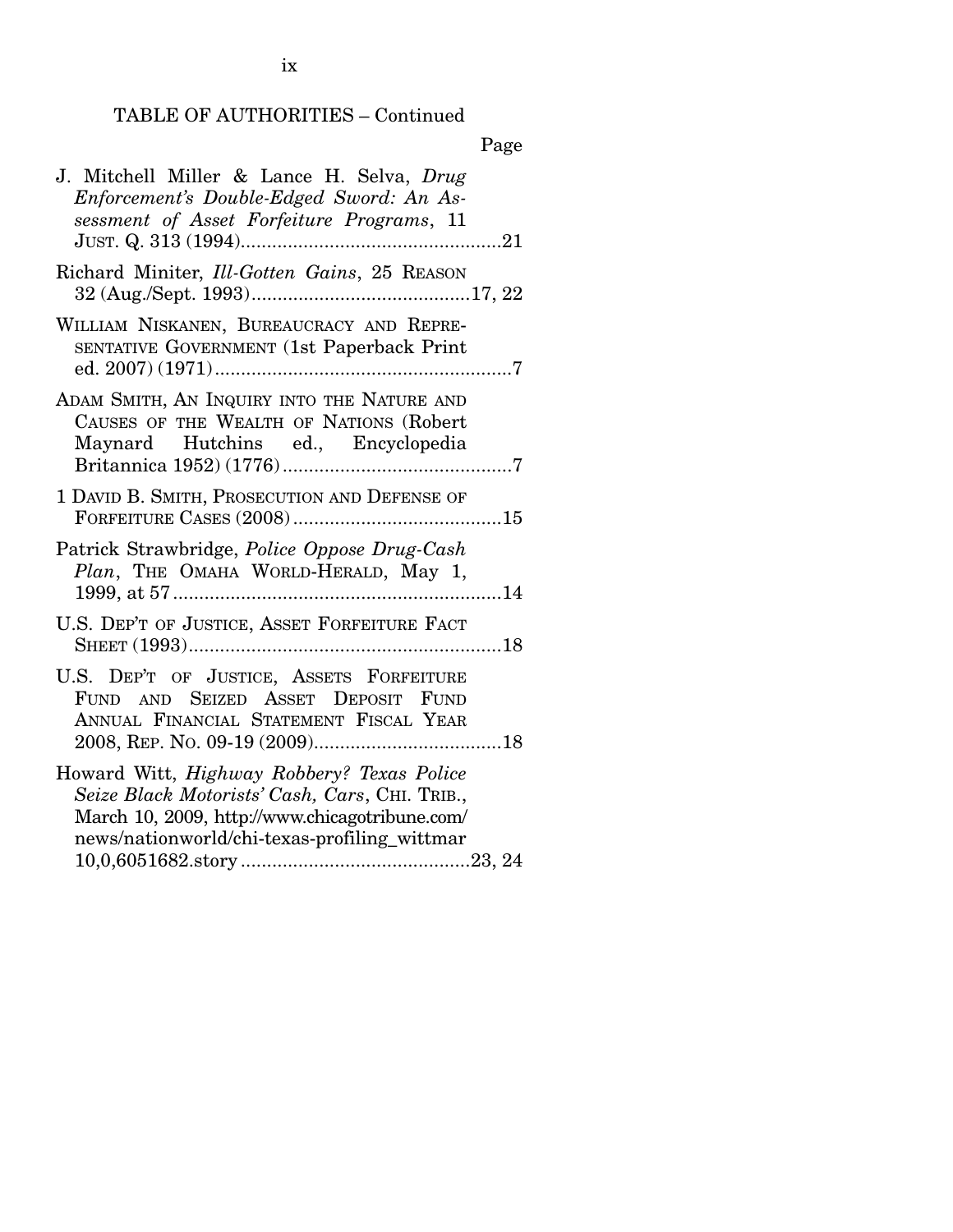TABLE OF AUTHORITIES – Continued

Page

J. Mitchell Miller & Lance H. Selva, *Drug Enforcement's Double-Edged Sword: An Assessment of Asset Forfeiture Programs*, 11 JUST. Q. 313 (1994)....................................................21

Richard Miniter, *Ill-Gotten Gains*, 25 REASON 32 (Aug./Sept. 1993)..........................................17, 22

WILLIAM NISKANEN, BUREAUCRACY AND REPRESENTATIVE GOVERNMENT (1st Paperback Print ed. 2007) (1971).........................................................7

ADAM SMITH, AN INQUIRY INTO THE NATURE AND CAUSES OF THE WEALTH OF NATIONS (Robert Maynard Hutchins ed., Encyclopedia Britannica 1952) (1776)............................................7

1 DAVID B. SMITH, PROSECUTION AND DEFENSE OF FORFEITURE CASES (2008)........................................15

Patrick Strawbridge, *Police Oppose Drug-Cash Plan*, THE OMAHA WORLD-HERALD, May 1, 1999, at 57...............................................................14

U.S. DEP'T OF JUSTICE, ASSET FORFEITURE FACT SHEET (1993)............................................................18

U.S. DEP'T OF JUSTICE, ASSETS FORFEITURE FUND AND SEIZED ASSET DEPOSIT FUND ANNUAL FINANCIAL STATEMENT FISCAL YEAR 2008, REP. NO. 09-19 (2009)....................................18

Howard Witt, *Highway Robbery? Texas Police Seize Black Motorists' Cash, Cars*, CHI. TRIB., March 10, 2009, http://www.chicagotribune.com/news/nationworld/chi-texas-profiling_wittmar10,0,6051682.story...........................................23, 24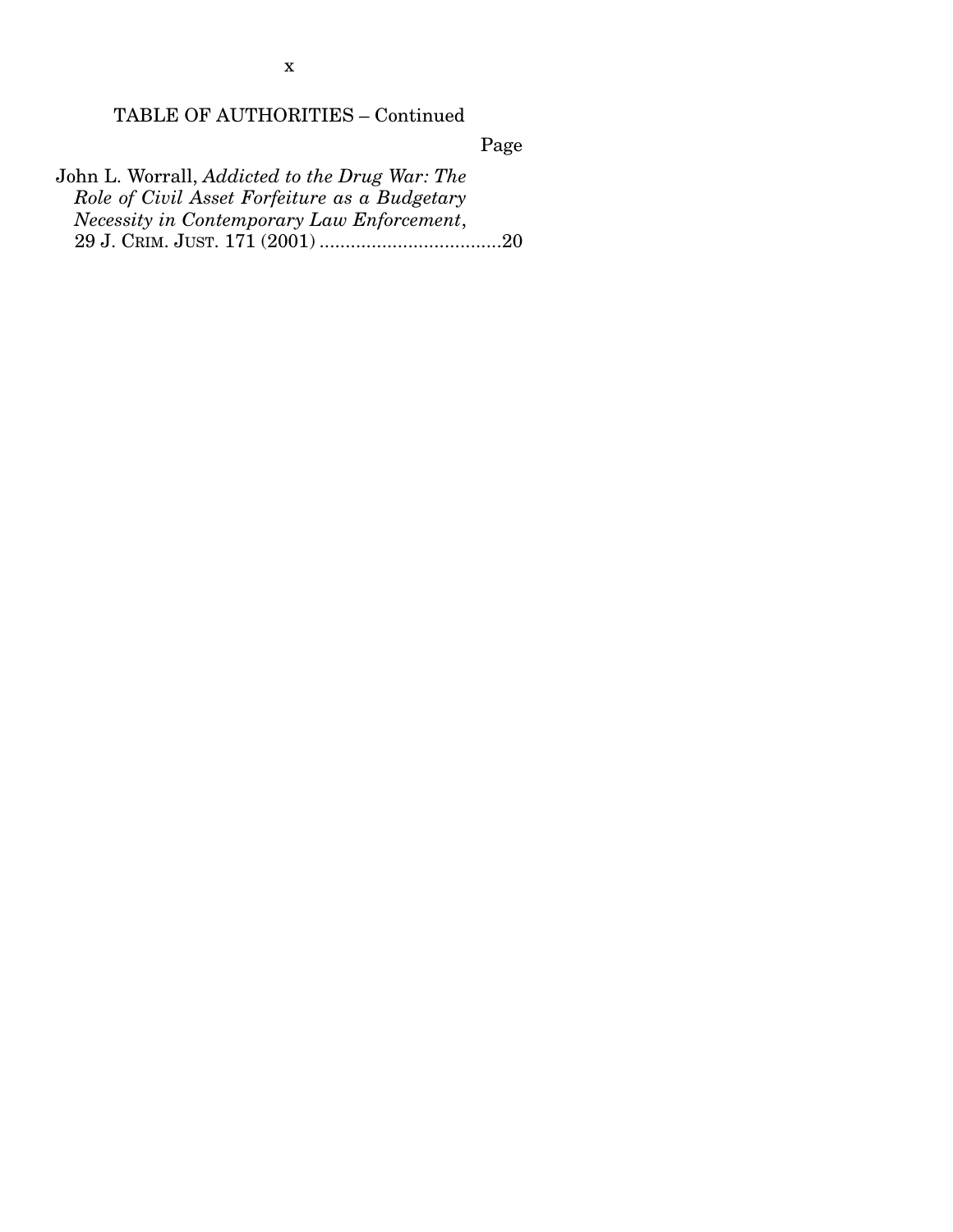TABLE OF AUTHORITIES – Continued

Page

John L. Worrall, *Addicted to the Drug War: The Role of Civil Asset Forfeiture as a Budgetary Necessity in Contemporary Law Enforcement*, 29 J. CRIM. JUST. 171 (2001) ....................................20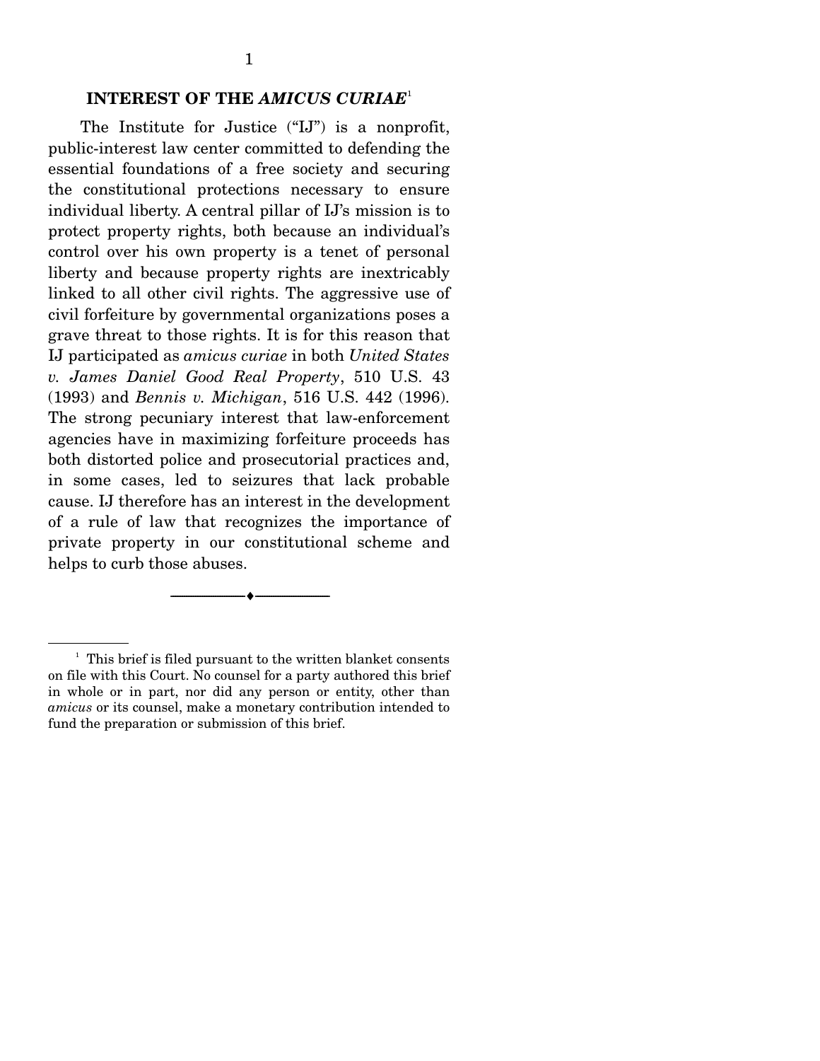## INTEREST OF THE *AMICUS CURIAE*[1]

The Institute for Justice ("IJ") is a nonprofit, public-interest law center committed to defending the essential foundations of a free society and securing the constitutional protections necessary to ensure individual liberty. A central pillar of IJ's mission is to protect property rights, both because an individual's control over his own property is a tenet of personal liberty and because property rights are inextricably linked to all other civil rights. The aggressive use of civil forfeiture by governmental organizations poses a grave threat to those rights. It is for this reason that IJ participated as *amicus curiae* in both *United States v. James Daniel Good Real Property*, 510 U.S. 43 (1993) and *Bennis v. Michigan*, 516 U.S. 442 (1996). The strong pecuniary interest that law-enforcement agencies have in maximizing forfeiture proceeds has both distorted police and prosecutorial practices and, in some cases, led to seizures that lack probable cause. IJ therefore has an interest in the development of a rule of law that recognizes the importance of private property in our constitutional scheme and helps to curb those abuses.

---

[1] This brief is filed pursuant to the written blanket consents on file with this Court. No counsel for a party authored this brief in whole or in part, nor did any person or entity, other than *amicus* or its counsel, make a monetary contribution intended to fund the preparation or submission of this brief.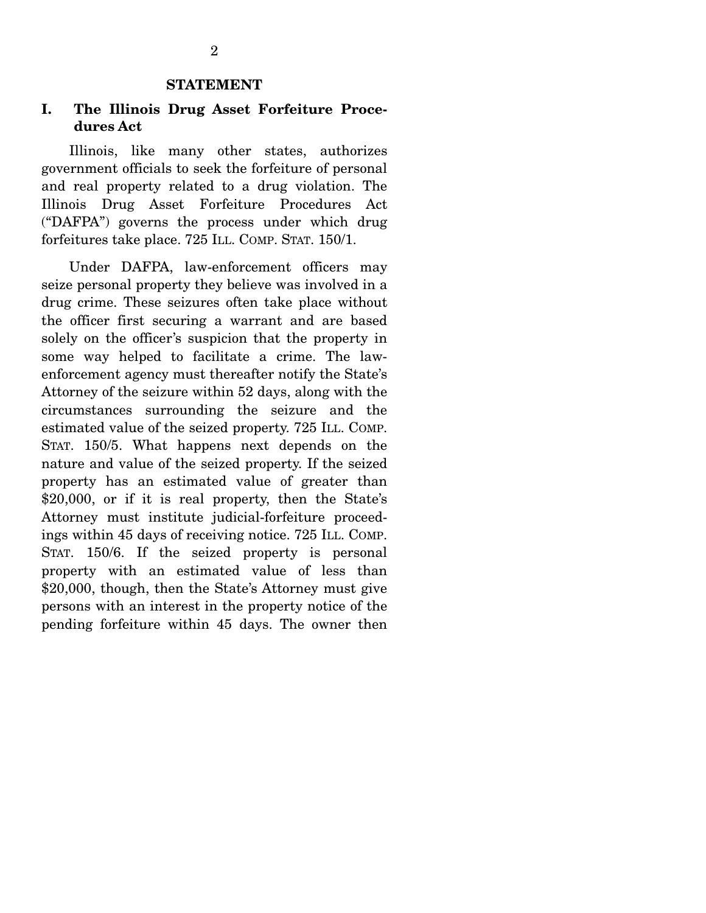## STATEMENT

### I. The Illinois Drug Asset Forfeiture Procedures Act

Illinois, like many other states, authorizes government officials to seek the forfeiture of personal and real property related to a drug violation. The Illinois Drug Asset Forfeiture Procedures Act ("DAFPA") governs the process under which drug forfeitures take place. 725 ILL. COMP. STAT. 150/1.

Under DAFPA, law-enforcement officers may seize personal property they believe was involved in a drug crime. These seizures often take place without the officer first securing a warrant and are based solely on the officer's suspicion that the property in some way helped to facilitate a crime. The law-enforcement agency must thereafter notify the State's Attorney of the seizure within 52 days, along with the circumstances surrounding the seizure and the estimated value of the seized property. 725 ILL. COMP. STAT. 150/5. What happens next depends on the nature and value of the seized property. If the seized property has an estimated value of greater than $20,000, or if it is real property, then the State's Attorney must institute judicial-forfeiture proceedings within 45 days of receiving notice. 725 ILL. COMP. STAT. 150/6. If the seized property is personal property with an estimated value of less than $20,000, though, then the State's Attorney must give persons with an interest in the property notice of the pending forfeiture within 45 days. The owner then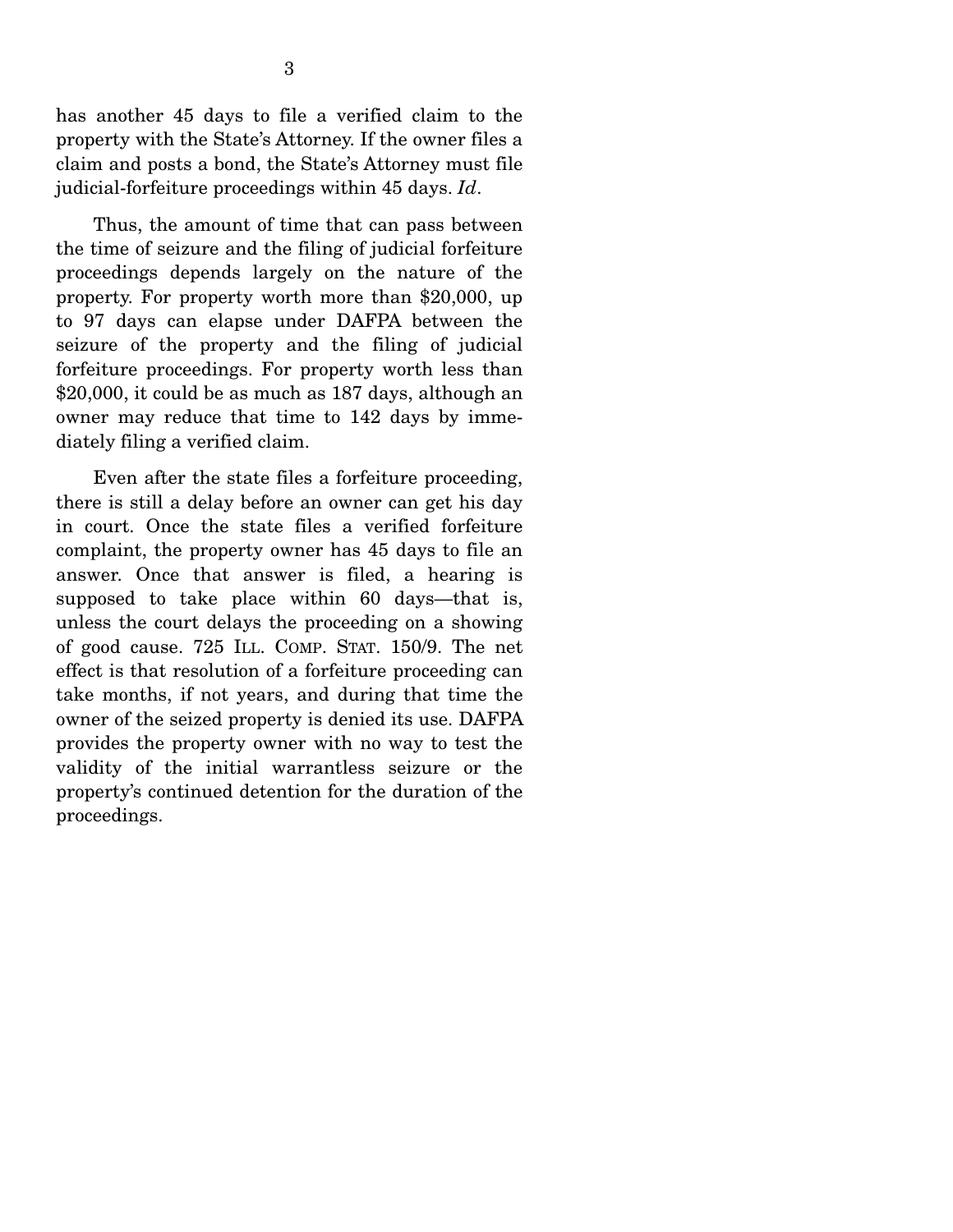has another 45 days to file a verified claim to the property with the State's Attorney. If the owner files a claim and posts a bond, the State's Attorney must file judicial-forfeiture proceedings within 45 days. *Id*.

Thus, the amount of time that can pass between the time of seizure and the filing of judicial forfeiture proceedings depends largely on the nature of the property. For property worth more than $20,000, up to 97 days can elapse under DAFPA between the seizure of the property and the filing of judicial forfeiture proceedings. For property worth less than $20,000, it could be as much as 187 days, although an owner may reduce that time to 142 days by immediately filing a verified claim.

Even after the state files a forfeiture proceeding, there is still a delay before an owner can get his day in court. Once the state files a verified forfeiture complaint, the property owner has 45 days to file an answer. Once that answer is filed, a hearing is supposed to take place within 60 days—that is, unless the court delays the proceeding on a showing of good cause. 725 ILL. COMP. STAT. 150/9. The net effect is that resolution of a forfeiture proceeding can take months, if not years, and during that time the owner of the seized property is denied its use. DAFPA provides the property owner with no way to test the validity of the initial warrantless seizure or the property's continued detention for the duration of the proceedings.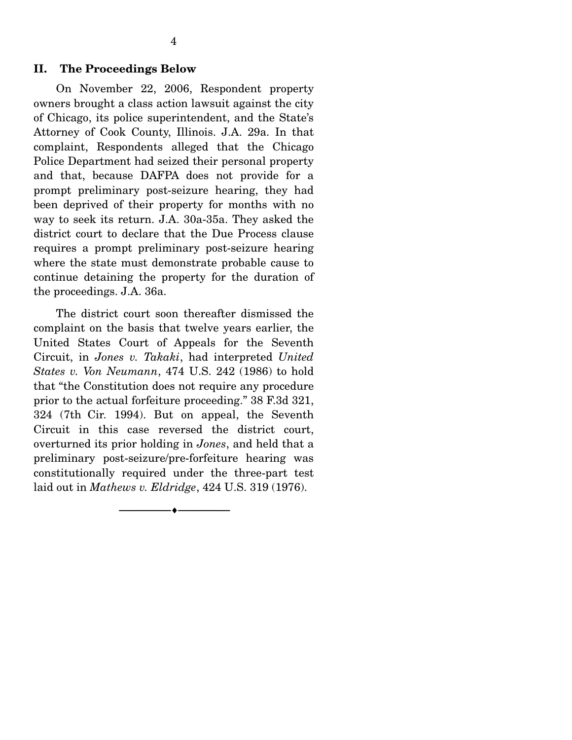## II. The Proceedings Below

On November 22, 2006, Respondent property owners brought a class action lawsuit against the city of Chicago, its police superintendent, and the State's Attorney of Cook County, Illinois. J.A. 29a. In that complaint, Respondents alleged that the Chicago Police Department had seized their personal property and that, because DAFPA does not provide for a prompt preliminary post-seizure hearing, they had been deprived of their property for months with no way to seek its return. J.A. 30a-35a. They asked the district court to declare that the Due Process clause requires a prompt preliminary post-seizure hearing where the state must demonstrate probable cause to continue detaining the property for the duration of the proceedings. J.A. 36a.

The district court soon thereafter dismissed the complaint on the basis that twelve years earlier, the United States Court of Appeals for the Seventh Circuit, in *Jones v. Takaki*, had interpreted *United States v. Von Neumann*, 474 U.S. 242 (1986) to hold that "the Constitution does not require any procedure prior to the actual forfeiture proceeding." 38 F.3d 321, 324 (7th Cir. 1994). But on appeal, the Seventh Circuit in this case reversed the district court, overturned its prior holding in *Jones*, and held that a preliminary post-seizure/pre-forfeiture hearing was constitutionally required under the three-part test laid out in *Mathews v. Eldridge*, 424 U.S. 319 (1976).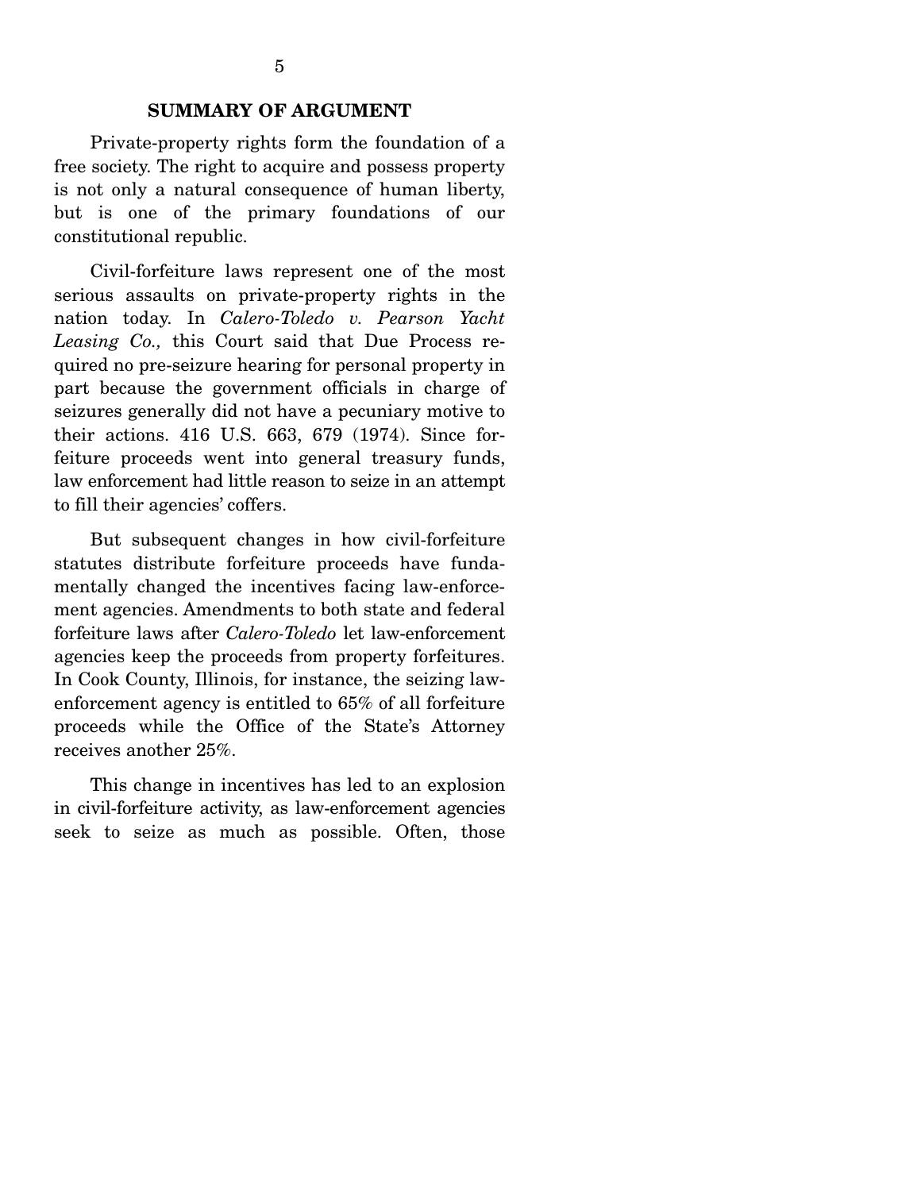## SUMMARY OF ARGUMENT

Private-property rights form the foundation of a free society. The right to acquire and possess property is not only a natural consequence of human liberty, but is one of the primary foundations of our constitutional republic.

Civil-forfeiture laws represent one of the most serious assaults on private-property rights in the nation today. In *Calero-Toledo v. Pearson Yacht Leasing Co.,* this Court said that Due Process required no pre-seizure hearing for personal property in part because the government officials in charge of seizures generally did not have a pecuniary motive to their actions. 416 U.S. 663, 679 (1974). Since forfeiture proceeds went into general treasury funds, law enforcement had little reason to seize in an attempt to fill their agencies' coffers.

But subsequent changes in how civil-forfeiture statutes distribute forfeiture proceeds have fundamentally changed the incentives facing law-enforcement agencies. Amendments to both state and federal forfeiture laws after *Calero-Toledo* let law-enforcement agencies keep the proceeds from property forfeitures. In Cook County, Illinois, for instance, the seizing law-enforcement agency is entitled to 65% of all forfeiture proceeds while the Office of the State's Attorney receives another 25%.

This change in incentives has led to an explosion in civil-forfeiture activity, as law-enforcement agencies seek to seize as much as possible. Often, those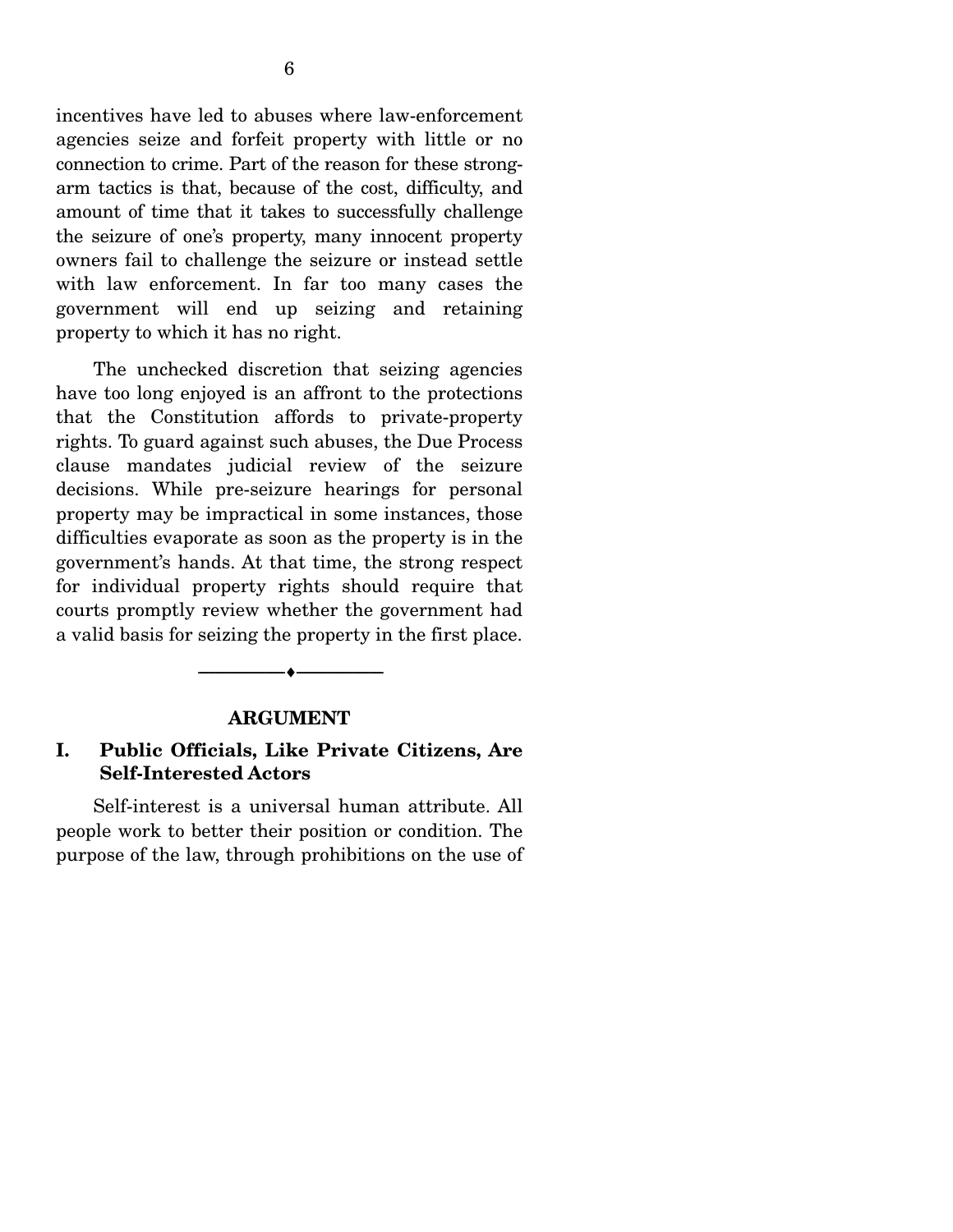incentives have led to abuses where law-enforcement agencies seize and forfeit property with little or no connection to crime. Part of the reason for these strong-arm tactics is that, because of the cost, difficulty, and amount of time that it takes to successfully challenge the seizure of one's property, many innocent property owners fail to challenge the seizure or instead settle with law enforcement. In far too many cases the government will end up seizing and retaining property to which it has no right.

The unchecked discretion that seizing agencies have too long enjoyed is an affront to the protections that the Constitution affords to private-property rights. To guard against such abuses, the Due Process clause mandates judicial review of the seizure decisions. While pre-seizure hearings for personal property may be impractical in some instances, those difficulties evaporate as soon as the property is in the government's hands. At that time, the strong respect for individual property rights should require that courts promptly review whether the government had a valid basis for seizing the property in the first place.

---

## ARGUMENT

### I. Public Officials, Like Private Citizens, Are Self-Interested Actors

Self-interest is a universal human attribute. All people work to better their position or condition. The purpose of the law, through prohibitions on the use of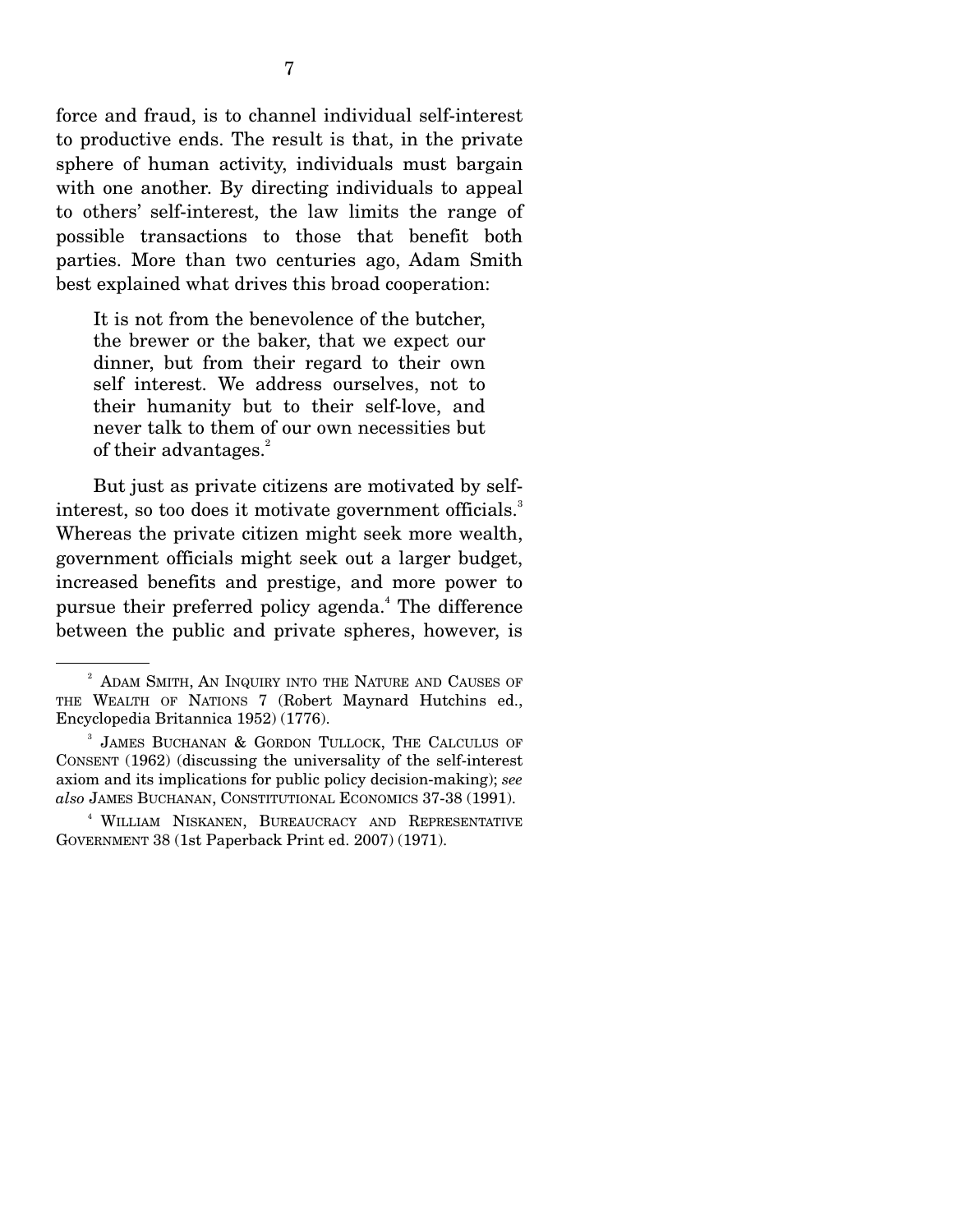force and fraud, is to channel individual self-interest to productive ends. The result is that, in the private sphere of human activity, individuals must bargain with one another. By directing individuals to appeal to others' self-interest, the law limits the range of possible transactions to those that benefit both parties. More than two centuries ago, Adam Smith best explained what drives this broad cooperation:

> It is not from the benevolence of the butcher, the brewer or the baker, that we expect our dinner, but from their regard to their own self interest. We address ourselves, not to their humanity but to their self-love, and never talk to them of our own necessities but of their advantages.[2]

But just as private citizens are motivated by self-interest, so too does it motivate government officials.[3] Whereas the private citizen might seek more wealth, government officials might seek out a larger budget, increased benefits and prestige, and more power to pursue their preferred policy agenda.[4] The difference between the public and private spheres, however, is

---

[2] ADAM SMITH, AN INQUIRY INTO THE NATURE AND CAUSES OF THE WEALTH OF NATIONS 7 (Robert Maynard Hutchins ed., Encyclopedia Britannica 1952) (1776).

[3] JAMES BUCHANAN & GORDON TULLOCK, THE CALCULUS OF CONSENT (1962) (discussing the universality of the self-interest axiom and its implications for public policy decision-making); *see also* JAMES BUCHANAN, CONSTITUTIONAL ECONOMICS 37-38 (1991).

[4] WILLIAM NISKANEN, BUREAUCRACY AND REPRESENTATIVE GOVERNMENT 38 (1st Paperback Print ed. 2007) (1971).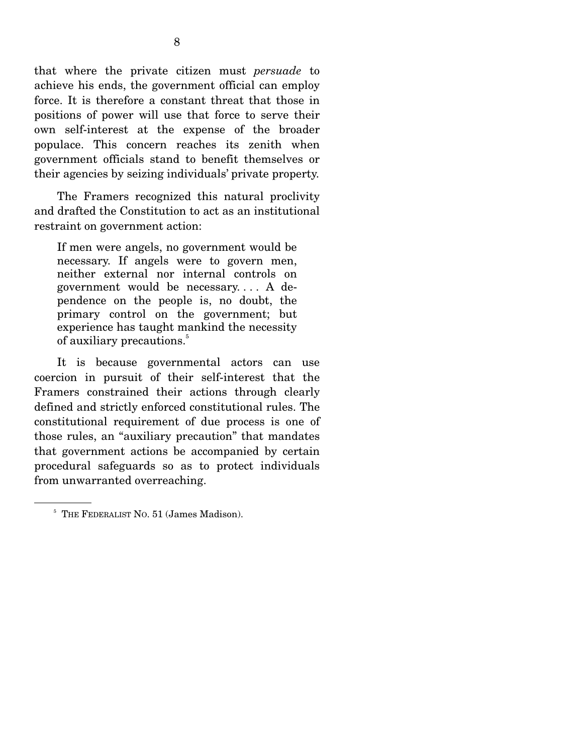that where the private citizen must *persuade* to achieve his ends, the government official can employ force. It is therefore a constant threat that those in positions of power will use that force to serve their own self-interest at the expense of the broader populace. This concern reaches its zenith when government officials stand to benefit themselves or their agencies by seizing individuals' private property.

The Framers recognized this natural proclivity and drafted the Constitution to act as an institutional restraint on government action:

> If men were angels, no government would be necessary. If angels were to govern men, neither external nor internal controls on government would be necessary. . . . A dependence on the people is, no doubt, the primary control on the government; but experience has taught mankind the necessity of auxiliary precautions.[5]

It is because governmental actors can use coercion in pursuit of their self-interest that the Framers constrained their actions through clearly defined and strictly enforced constitutional rules. The constitutional requirement of due process is one of those rules, an "auxiliary precaution" that mandates that government actions be accompanied by certain procedural safeguards so as to protect individuals from unwarranted overreaching.

---

[5] THE FEDERALIST NO. 51 (James Madison).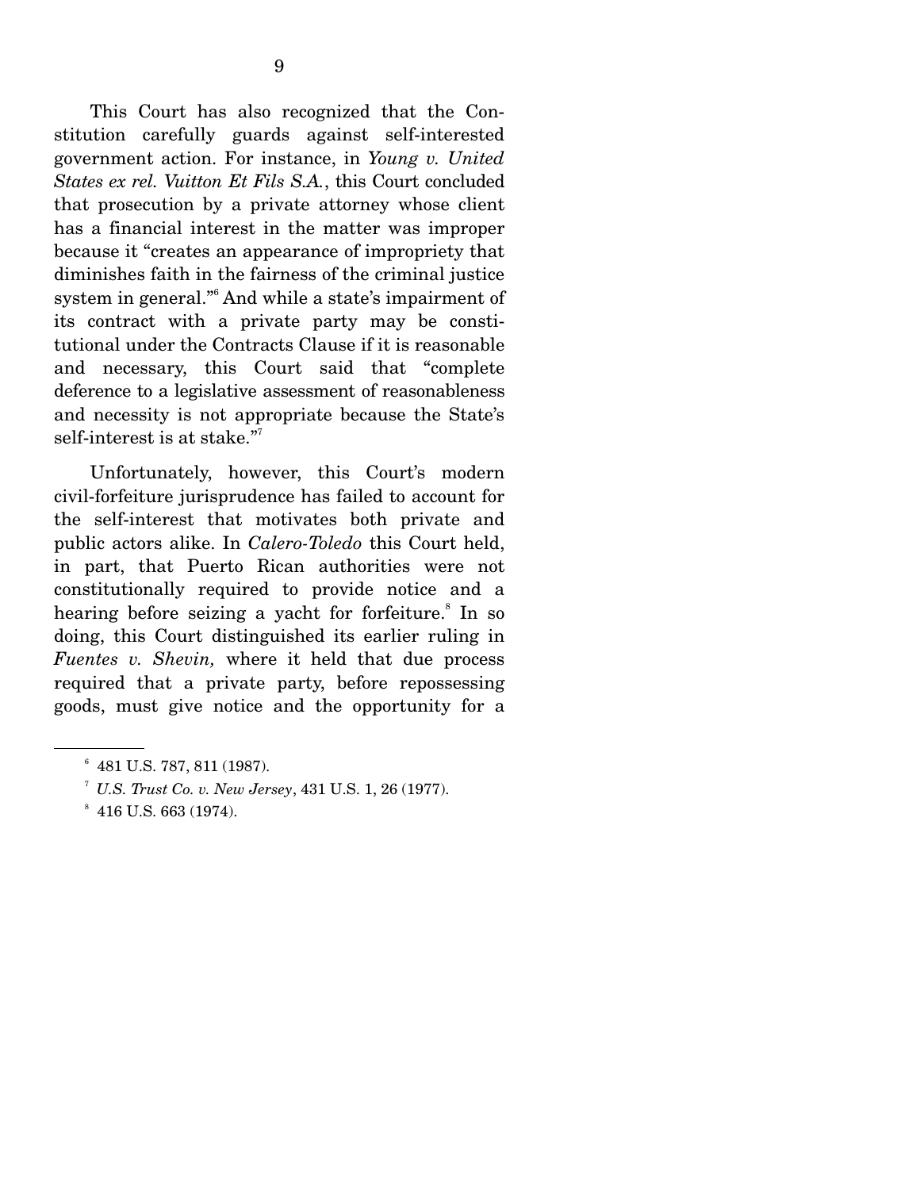This Court has also recognized that the Constitution carefully guards against self-interested government action. For instance, in *Young v. United States ex rel. Vuitton Et Fils S.A.*, this Court concluded that prosecution by a private attorney whose client has a financial interest in the matter was improper because it "creates an appearance of impropriety that diminishes faith in the fairness of the criminal justice system in general."[6] And while a state's impairment of its contract with a private party may be constitutional under the Contracts Clause if it is reasonable and necessary, this Court said that "complete deference to a legislative assessment of reasonableness and necessity is not appropriate because the State's self-interest is at stake."[7]

Unfortunately, however, this Court's modern civil-forfeiture jurisprudence has failed to account for the self-interest that motivates both private and public actors alike. In *Calero-Toledo* this Court held, in part, that Puerto Rican authorities were not constitutionally required to provide notice and a hearing before seizing a yacht for forfeiture.[8] In so doing, this Court distinguished its earlier ruling in *Fuentes v. Shevin,* where it held that due process required that a private party, before repossessing goods, must give notice and the opportunity for a

---

[6] 481 U.S. 787, 811 (1987).

[7] *U.S. Trust Co. v. New Jersey*, 431 U.S. 1, 26 (1977).

[8] 416 U.S. 663 (1974).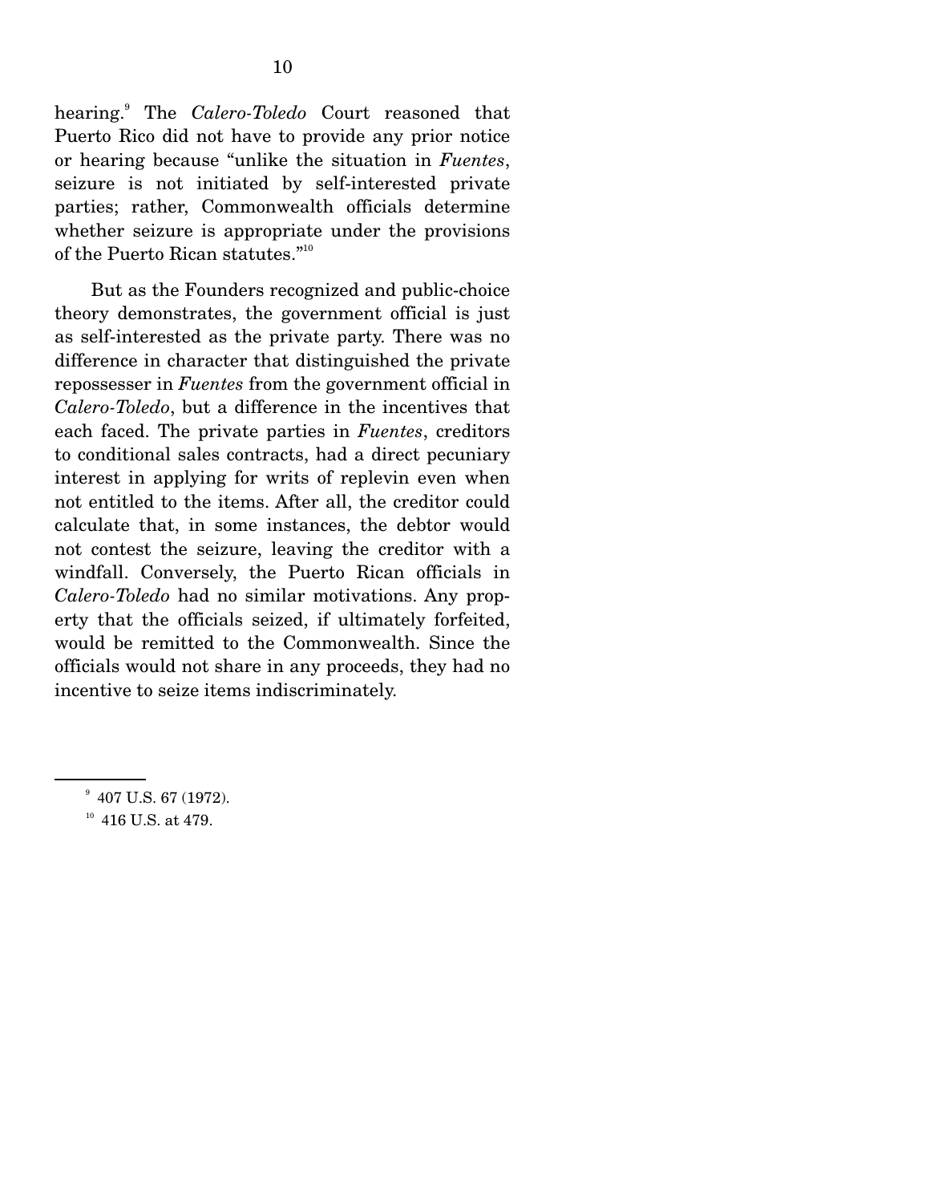hearing.[9] The *Calero-Toledo* Court reasoned that Puerto Rico did not have to provide any prior notice or hearing because "unlike the situation in *Fuentes*, seizure is not initiated by self-interested private parties; rather, Commonwealth officials determine whether seizure is appropriate under the provisions of the Puerto Rican statutes."[10]

But as the Founders recognized and public-choice theory demonstrates, the government official is just as self-interested as the private party. There was no difference in character that distinguished the private repossesser in *Fuentes* from the government official in *Calero-Toledo*, but a difference in the incentives that each faced. The private parties in *Fuentes*, creditors to conditional sales contracts, had a direct pecuniary interest in applying for writs of replevin even when not entitled to the items. After all, the creditor could calculate that, in some instances, the debtor would not contest the seizure, leaving the creditor with a windfall. Conversely, the Puerto Rican officials in *Calero-Toledo* had no similar motivations. Any property that the officials seized, if ultimately forfeited, would be remitted to the Commonwealth. Since the officials would not share in any proceeds, they had no incentive to seize items indiscriminately.

---

[9] 407 U.S. 67 (1972).

[10] 416 U.S. at 479.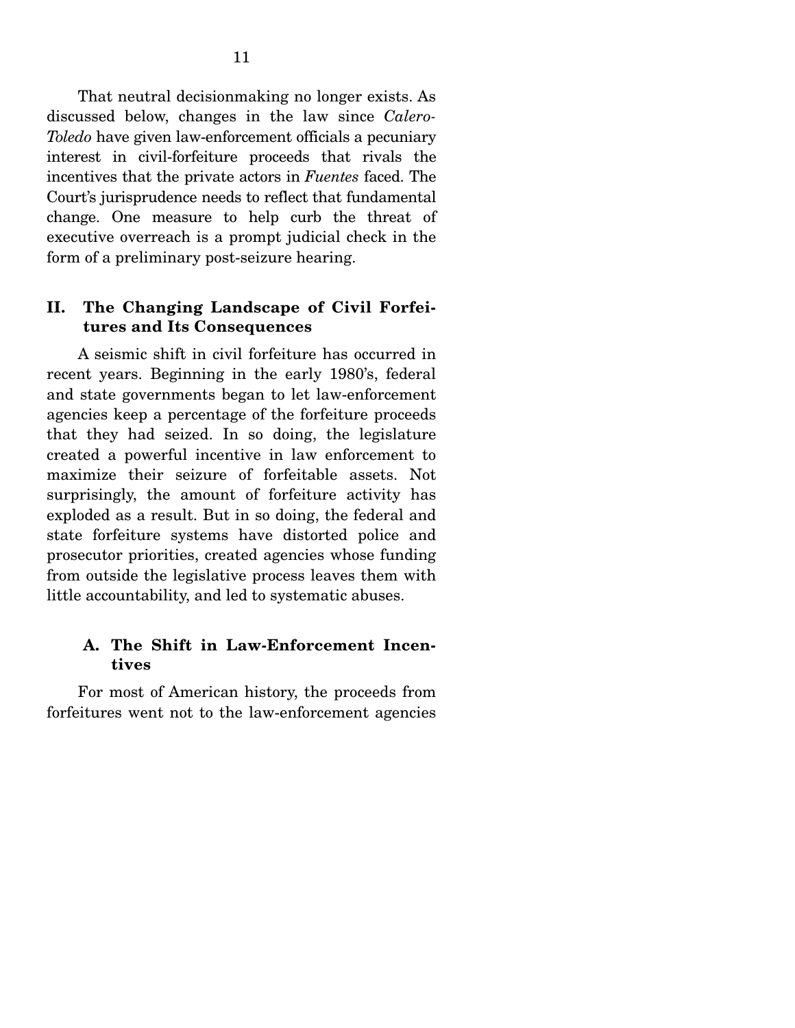That neutral decisionmaking no longer exists. As discussed below, changes in the law since *Calero-Toledo* have given law-enforcement officials a pecuniary interest in civil-forfeiture proceeds that rivals the incentives that the private actors in *Fuentes* faced. The Court's jurisprudence needs to reflect that fundamental change. One measure to help curb the threat of executive overreach is a prompt judicial check in the form of a preliminary post-seizure hearing.

## II. The Changing Landscape of Civil Forfeitures and Its Consequences

A seismic shift in civil forfeiture has occurred in recent years. Beginning in the early 1980's, federal and state governments began to let law-enforcement agencies keep a percentage of the forfeiture proceeds that they had seized. In so doing, the legislature created a powerful incentive in law enforcement to maximize their seizure of forfeitable assets. Not surprisingly, the amount of forfeiture activity has exploded as a result. But in so doing, the federal and state forfeiture systems have distorted police and prosecutor priorities, created agencies whose funding from outside the legislative process leaves them with little accountability, and led to systematic abuses.

### A. The Shift in Law-Enforcement Incentives

For most of American history, the proceeds from forfeitures went not to the law-enforcement agencies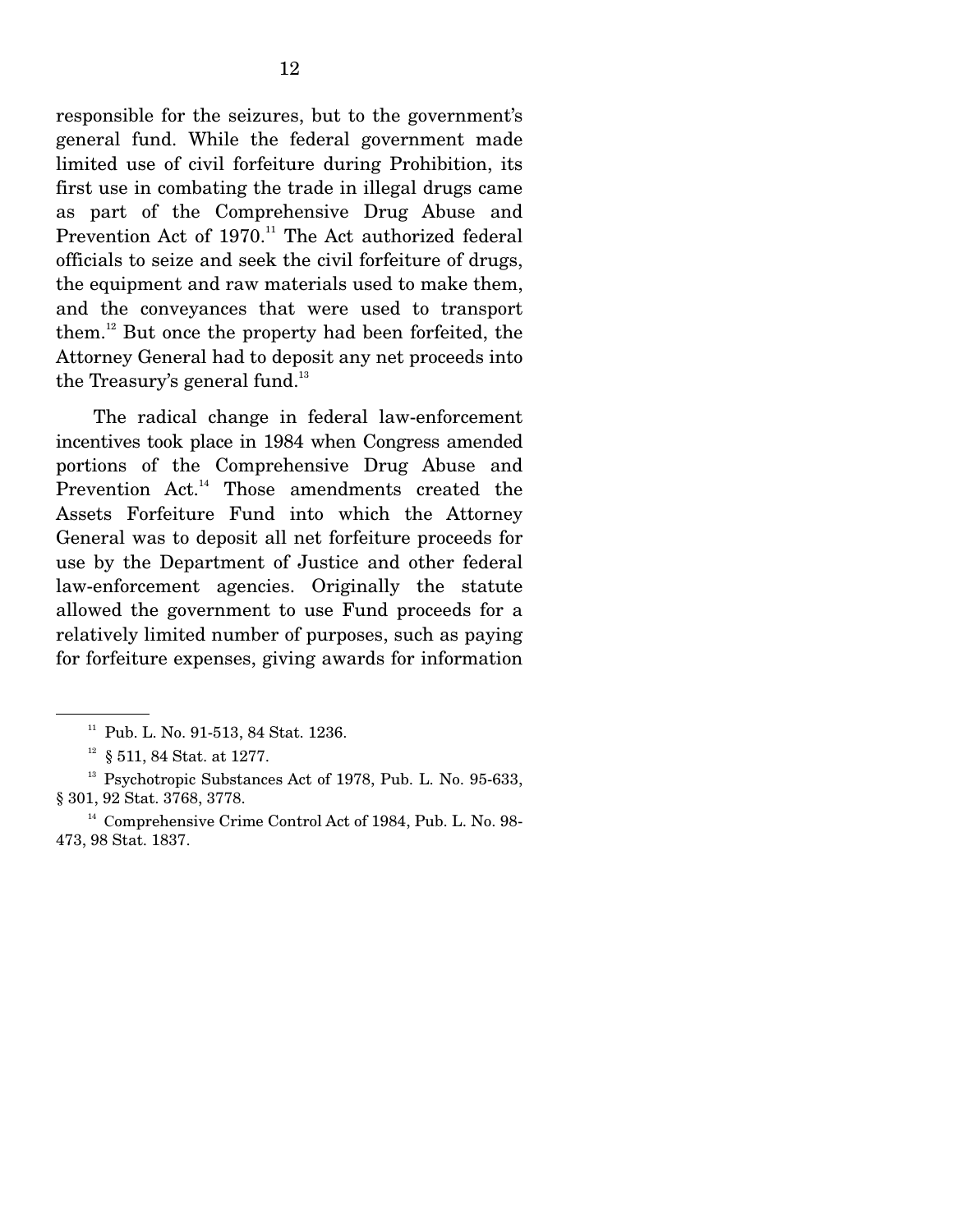responsible for the seizures, but to the government's general fund. While the federal government made limited use of civil forfeiture during Prohibition, its first use in combating the trade in illegal drugs came as part of the Comprehensive Drug Abuse and Prevention Act of 1970.[11] The Act authorized federal officials to seize and seek the civil forfeiture of drugs, the equipment and raw materials used to make them, and the conveyances that were used to transport them.[12] But once the property had been forfeited, the Attorney General had to deposit any net proceeds into the Treasury's general fund.[13]

The radical change in federal law-enforcement incentives took place in 1984 when Congress amended portions of the Comprehensive Drug Abuse and Prevention Act.[14] Those amendments created the Assets Forfeiture Fund into which the Attorney General was to deposit all net forfeiture proceeds for use by the Department of Justice and other federal law-enforcement agencies. Originally the statute allowed the government to use Fund proceeds for a relatively limited number of purposes, such as paying for forfeiture expenses, giving awards for information

---

[11] Pub. L. No. 91-513, 84 Stat. 1236.

[12] § 511, 84 Stat. at 1277.

[13] Psychotropic Substances Act of 1978, Pub. L. No. 95-633, § 301, 92 Stat. 3768, 3778.

[14] Comprehensive Crime Control Act of 1984, Pub. L. No. 98-473, 98 Stat. 1837.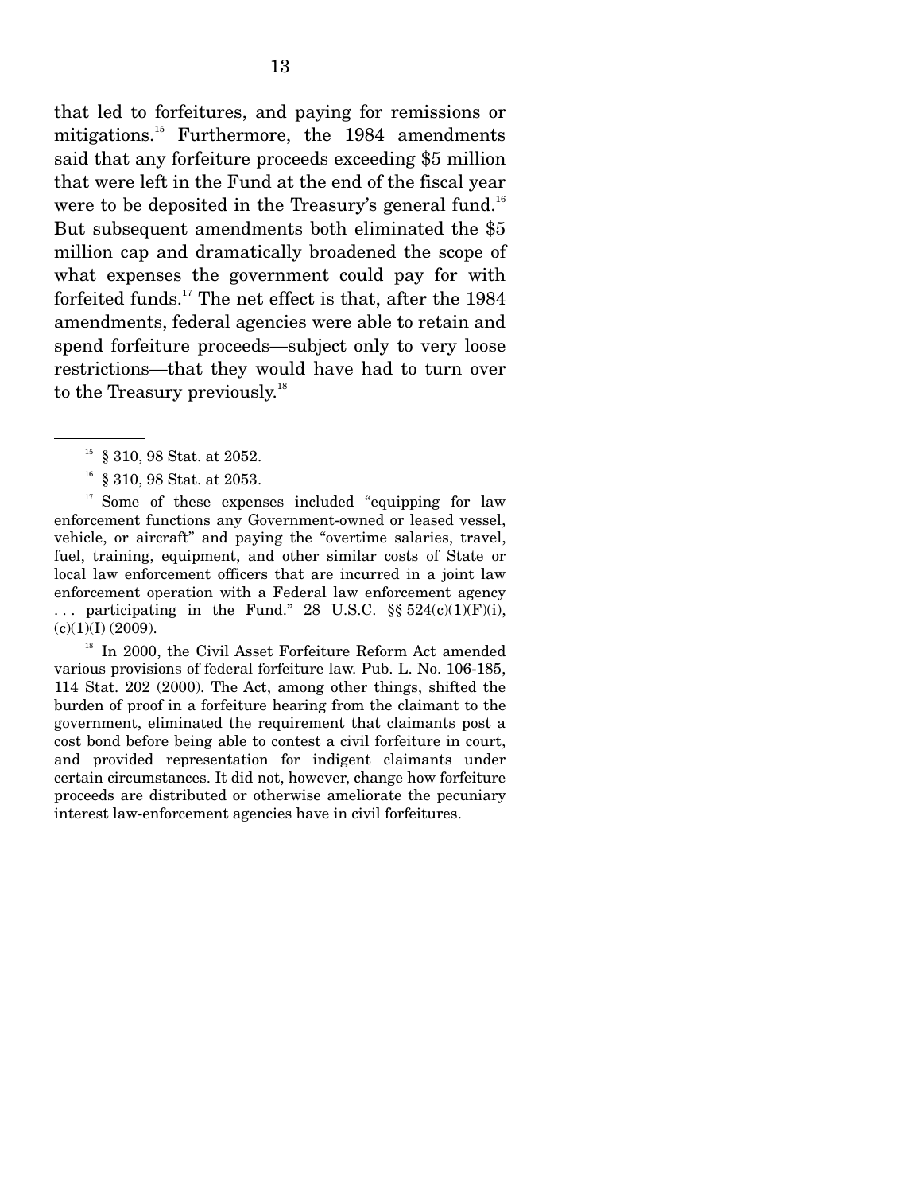that led to forfeitures, and paying for remissions or mitigations.[15] Furthermore, the 1984 amendments said that any forfeiture proceeds exceeding $5 million that were left in the Fund at the end of the fiscal year were to be deposited in the Treasury's general fund.[16] But subsequent amendments both eliminated the $5 million cap and dramatically broadened the scope of what expenses the government could pay for with forfeited funds.[17] The net effect is that, after the 1984 amendments, federal agencies were able to retain and spend forfeiture proceeds—subject only to very loose restrictions—that they would have had to turn over to the Treasury previously.[18]

---

[15] § 310, 98 Stat. at 2052.

[16] § 310, 98 Stat. at 2053.

[17] Some of these expenses included "equipping for law enforcement functions any Government-owned or leased vessel, vehicle, or aircraft" and paying the "overtime salaries, travel, fuel, training, equipment, and other similar costs of State or local law enforcement officers that are incurred in a joint law enforcement operation with a Federal law enforcement agency . . . participating in the Fund." 28 U.S.C. §§ 524(c)(1)(F)(i), (c)(1)(I) (2009).

[18] In 2000, the Civil Asset Forfeiture Reform Act amended various provisions of federal forfeiture law. Pub. L. No. 106-185, 114 Stat. 202 (2000). The Act, among other things, shifted the burden of proof in a forfeiture hearing from the claimant to the government, eliminated the requirement that claimants post a cost bond before being able to contest a civil forfeiture in court, and provided representation for indigent claimants under certain circumstances. It did not, however, change how forfeiture proceeds are distributed or otherwise ameliorate the pecuniary interest law-enforcement agencies have in civil forfeitures.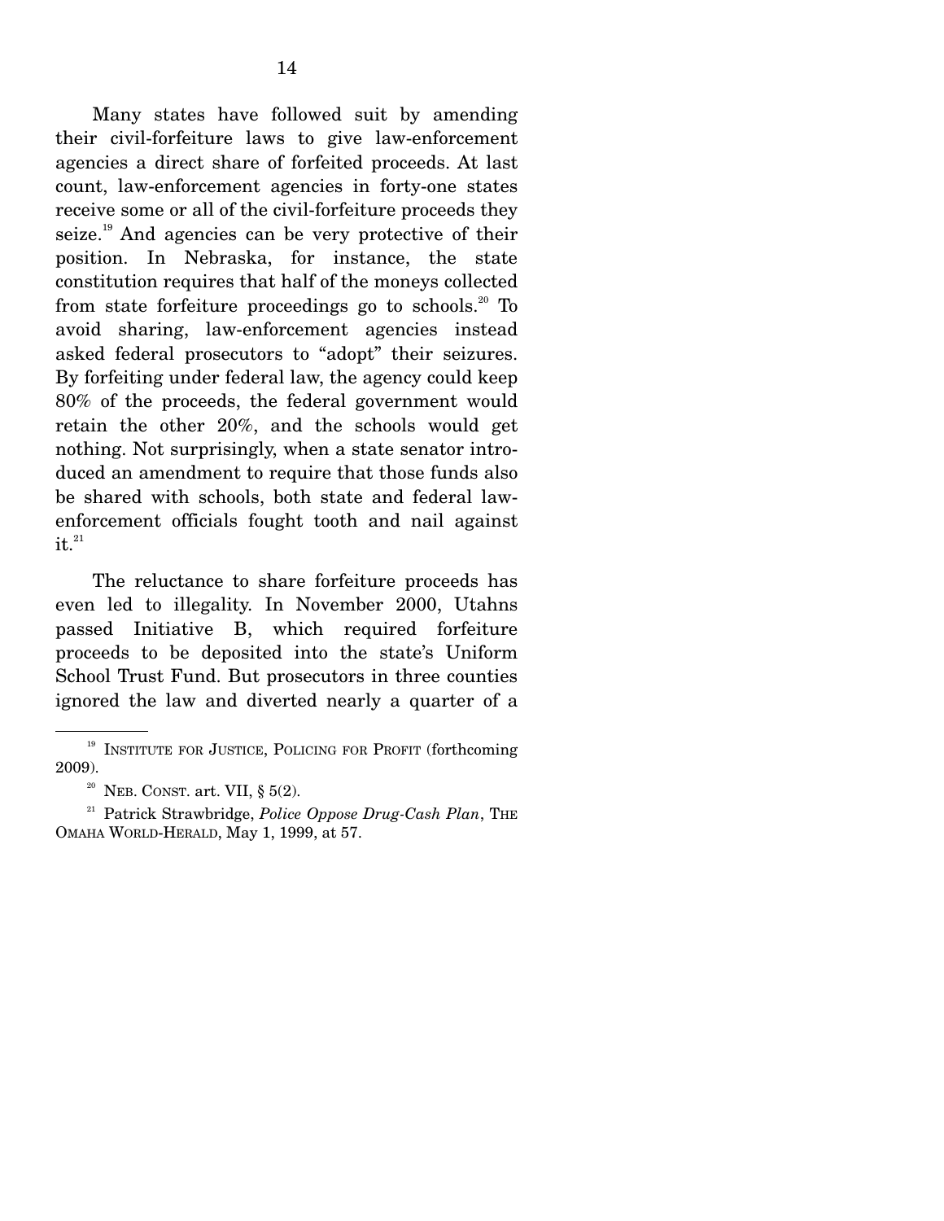Many states have followed suit by amending their civil-forfeiture laws to give law-enforcement agencies a direct share of forfeited proceeds. At last count, law-enforcement agencies in forty-one states receive some or all of the civil-forfeiture proceeds they seize.[19] And agencies can be very protective of their position. In Nebraska, for instance, the state constitution requires that half of the moneys collected from state forfeiture proceedings go to schools.[20] To avoid sharing, law-enforcement agencies instead asked federal prosecutors to "adopt" their seizures. By forfeiting under federal law, the agency could keep 80% of the proceeds, the federal government would retain the other 20%, and the schools would get nothing. Not surprisingly, when a state senator introduced an amendment to require that those funds also be shared with schools, both state and federal law-enforcement officials fought tooth and nail against it.[21]

The reluctance to share forfeiture proceeds has even led to illegality. In November 2000, Utahns passed Initiative B, which required forfeiture proceeds to be deposited into the state's Uniform School Trust Fund. But prosecutors in three counties ignored the law and diverted nearly a quarter of a

---

[19] INSTITUTE FOR JUSTICE, POLICING FOR PROFIT (forthcoming 2009).

[20] NEB. CONST. art. VII, § 5(2).

[21] Patrick Strawbridge, *Police Oppose Drug-Cash Plan*, THE OMAHA WORLD-HERALD, May 1, 1999, at 57.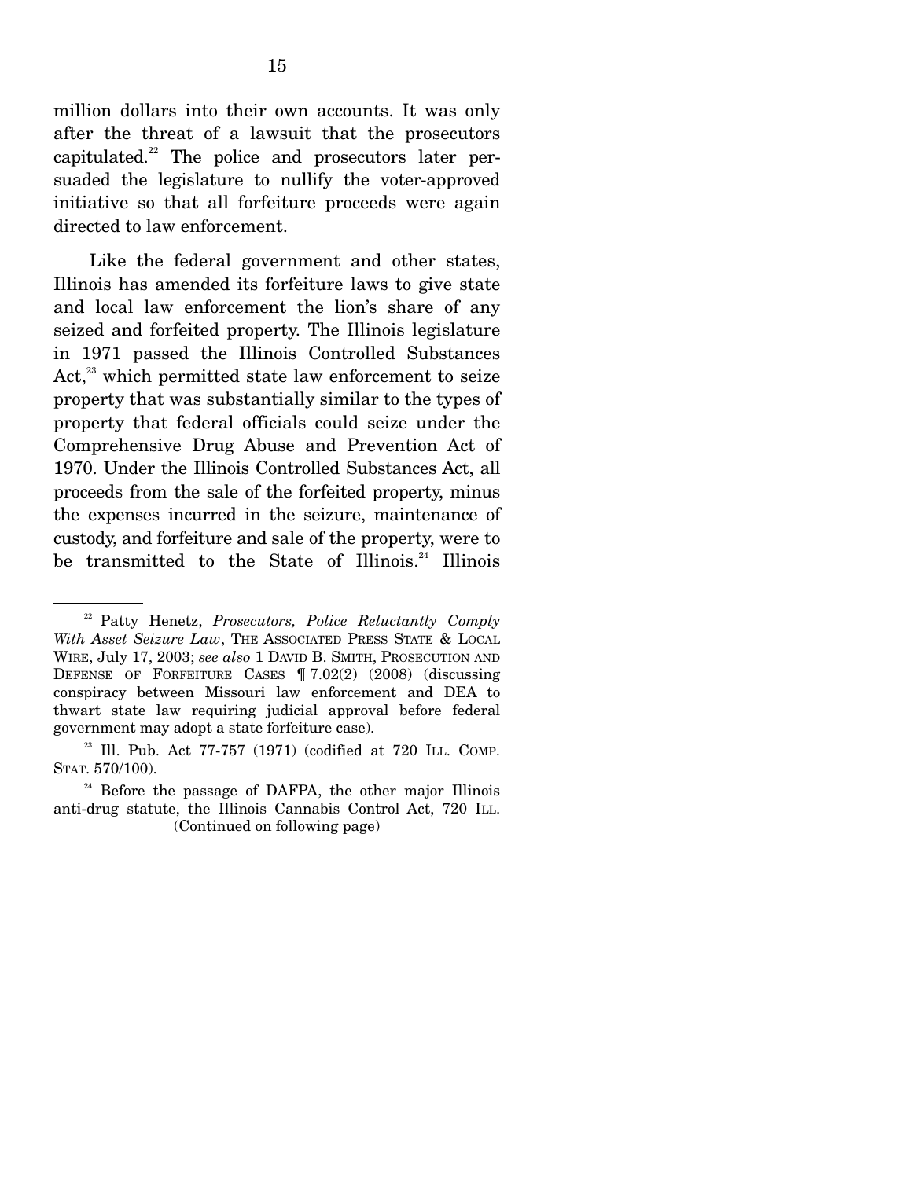million dollars into their own accounts. It was only after the threat of a lawsuit that the prosecutors capitulated.[22] The police and prosecutors later persuaded the legislature to nullify the voter-approved initiative so that all forfeiture proceeds were again directed to law enforcement.

Like the federal government and other states, Illinois has amended its forfeiture laws to give state and local law enforcement the lion's share of any seized and forfeited property. The Illinois legislature in 1971 passed the Illinois Controlled Substances Act,[23] which permitted state law enforcement to seize property that was substantially similar to the types of property that federal officials could seize under the Comprehensive Drug Abuse and Prevention Act of 1970. Under the Illinois Controlled Substances Act, all proceeds from the sale of the forfeited property, minus the expenses incurred in the seizure, maintenance of custody, and forfeiture and sale of the property, were to be transmitted to the State of Illinois.[24] Illinois

---

[22] Patty Henetz, *Prosecutors, Police Reluctantly Comply With Asset Seizure Law*, THE ASSOCIATED PRESS STATE & LOCAL WIRE, July 17, 2003; *see also* 1 DAVID B. SMITH, PROSECUTION AND DEFENSE OF FORFEITURE CASES ¶ 7.02(2) (2008) (discussing conspiracy between Missouri law enforcement and DEA to thwart state law requiring judicial approval before federal government may adopt a state forfeiture case).

[23] Ill. Pub. Act 77-757 (1971) (codified at 720 ILL. COMP. STAT. 570/100).

[24] Before the passage of DAFPA, the other major Illinois anti-drug statute, the Illinois Cannabis Control Act, 720 ILL. (Continued on following page)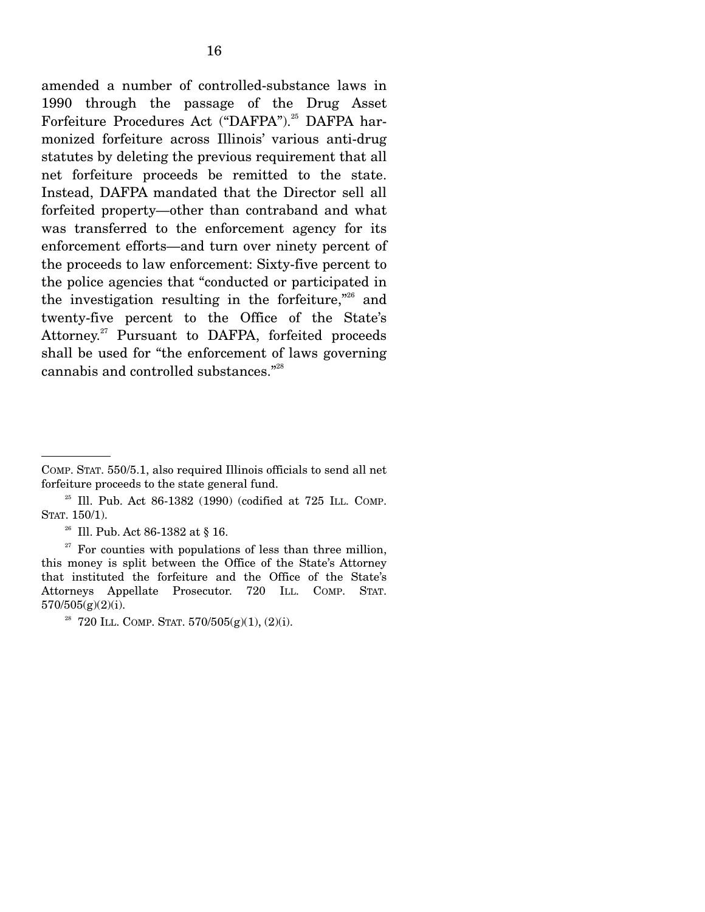amended a number of controlled-substance laws in 1990 through the passage of the Drug Asset Forfeiture Procedures Act ("DAFPA").[25] DAFPA harmonized forfeiture across Illinois' various anti-drug statutes by deleting the previous requirement that all net forfeiture proceeds be remitted to the state. Instead, DAFPA mandated that the Director sell all forfeited property—other than contraband and what was transferred to the enforcement agency for its enforcement efforts—and turn over ninety percent of the proceeds to law enforcement: Sixty-five percent to the police agencies that "conducted or participated in the investigation resulting in the forfeiture,"[26] and twenty-five percent to the Office of the State's Attorney.[27] Pursuant to DAFPA, forfeited proceeds shall be used for "the enforcement of laws governing cannabis and controlled substances."[28]

---

COMP. STAT. 550/5.1, also required Illinois officials to send all net forfeiture proceeds to the state general fund.

[25] Ill. Pub. Act 86-1382 (1990) (codified at 725 ILL. COMP. STAT. 150/1).

[26] Ill. Pub. Act 86-1382 at § 16.

[27] For counties with populations of less than three million, this money is split between the Office of the State's Attorney that instituted the forfeiture and the Office of the State's Attorneys Appellate Prosecutor. 720 ILL. COMP. STAT. 570/505(g)(2)(i).

[28] 720 ILL. COMP. STAT. 570/505(g)(1), (2)(i).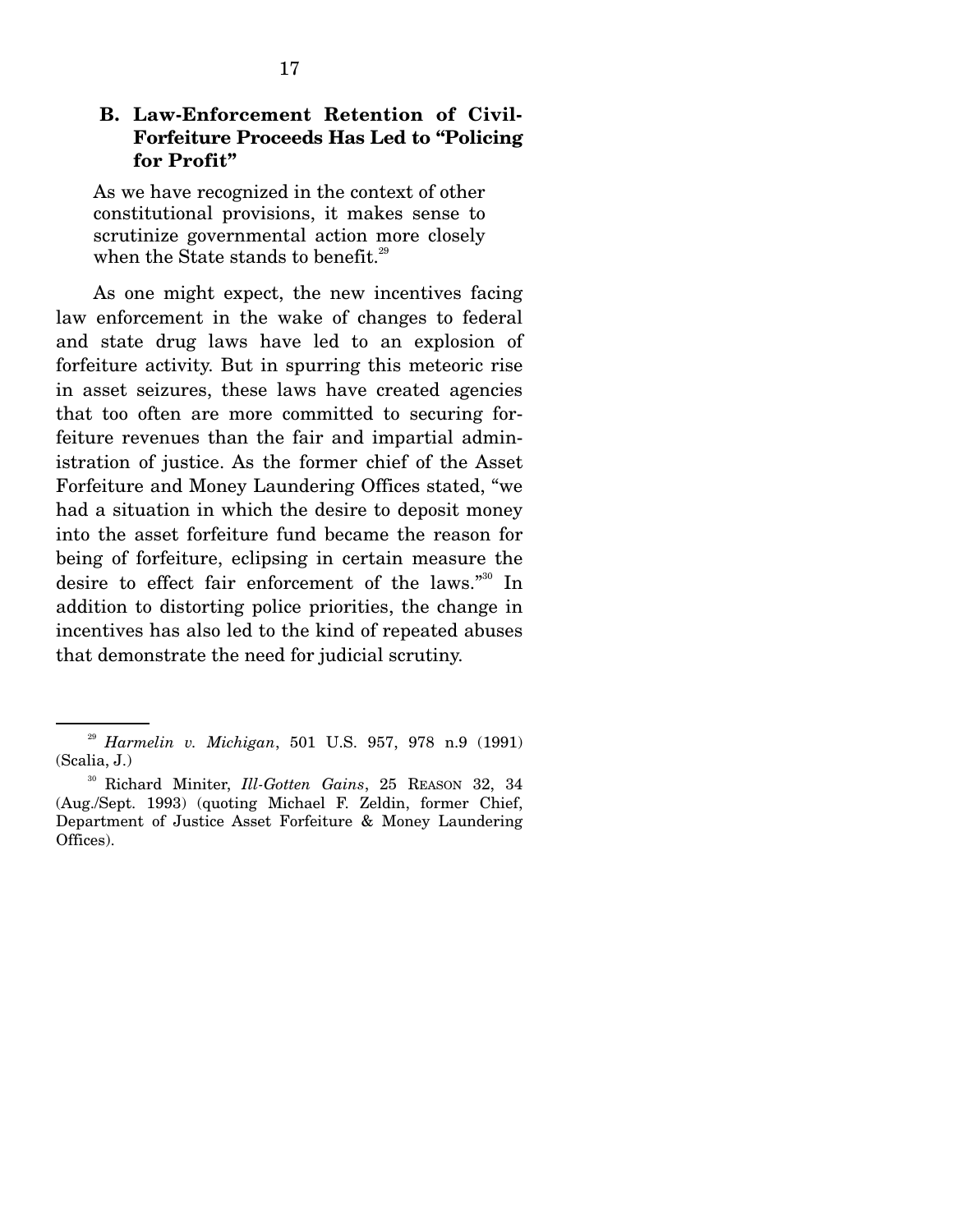### B. Law-Enforcement Retention of Civil-Forfeiture Proceeds Has Led to "Policing for Profit"

> As we have recognized in the context of other constitutional provisions, it makes sense to scrutinize governmental action more closely when the State stands to benefit.[29]

As one might expect, the new incentives facing law enforcement in the wake of changes to federal and state drug laws have led to an explosion of forfeiture activity. But in spurring this meteoric rise in asset seizures, these laws have created agencies that too often are more committed to securing forfeiture revenues than the fair and impartial administration of justice. As the former chief of the Asset Forfeiture and Money Laundering Offices stated, "we had a situation in which the desire to deposit money into the asset forfeiture fund became the reason for being of forfeiture, eclipsing in certain measure the desire to effect fair enforcement of the laws."[30] In addition to distorting police priorities, the change in incentives has also led to the kind of repeated abuses that demonstrate the need for judicial scrutiny.

---

[29] *Harmelin v. Michigan*, 501 U.S. 957, 978 n.9 (1991) (Scalia, J.)

[30] Richard Miniter, *Ill-Gotten Gains*, 25 REASON 32, 34 (Aug./Sept. 1993) (quoting Michael F. Zeldin, former Chief, Department of Justice Asset Forfeiture & Money Laundering Offices).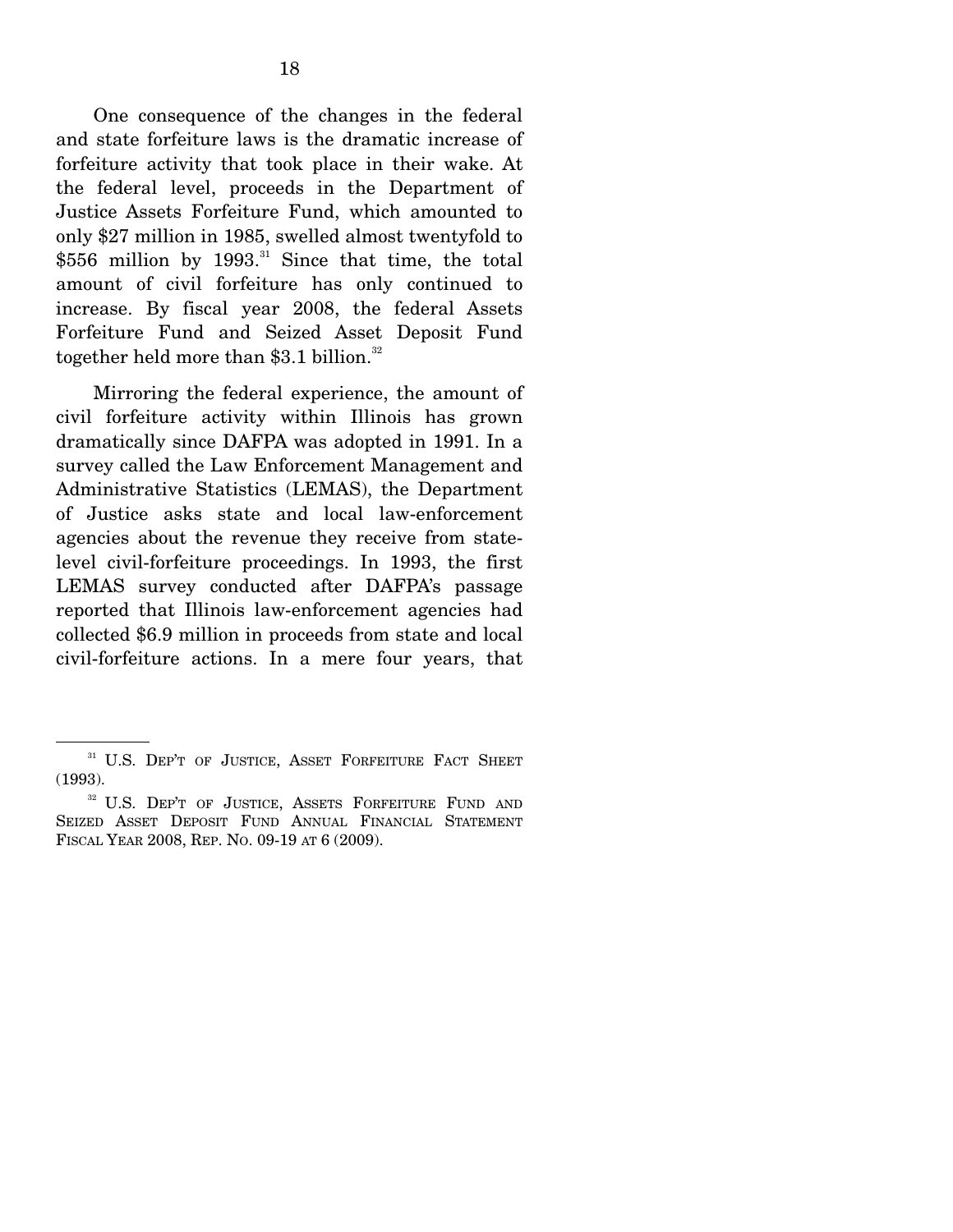One consequence of the changes in the federal and state forfeiture laws is the dramatic increase of forfeiture activity that took place in their wake. At the federal level, proceeds in the Department of Justice Assets Forfeiture Fund, which amounted to only $27 million in 1985, swelled almost twentyfold to $556 million by 1993.[31] Since that time, the total amount of civil forfeiture has only continued to increase. By fiscal year 2008, the federal Assets Forfeiture Fund and Seized Asset Deposit Fund together held more than $3.1 billion.[32]

Mirroring the federal experience, the amount of civil forfeiture activity within Illinois has grown dramatically since DAFPA was adopted in 1991. In a survey called the Law Enforcement Management and Administrative Statistics (LEMAS), the Department of Justice asks state and local law-enforcement agencies about the revenue they receive from state-level civil-forfeiture proceedings. In 1993, the first LEMAS survey conducted after DAFPA's passage reported that Illinois law-enforcement agencies had collected $6.9 million in proceeds from state and local civil-forfeiture actions. In a mere four years, that

---

[31] U.S. DEP'T OF JUSTICE, ASSET FORFEITURE FACT SHEET (1993).

[32] U.S. DEP'T OF JUSTICE, ASSETS FORFEITURE FUND AND SEIZED ASSET DEPOSIT FUND ANNUAL FINANCIAL STATEMENT FISCAL YEAR 2008, REP. NO. 09-19 AT 6 (2009).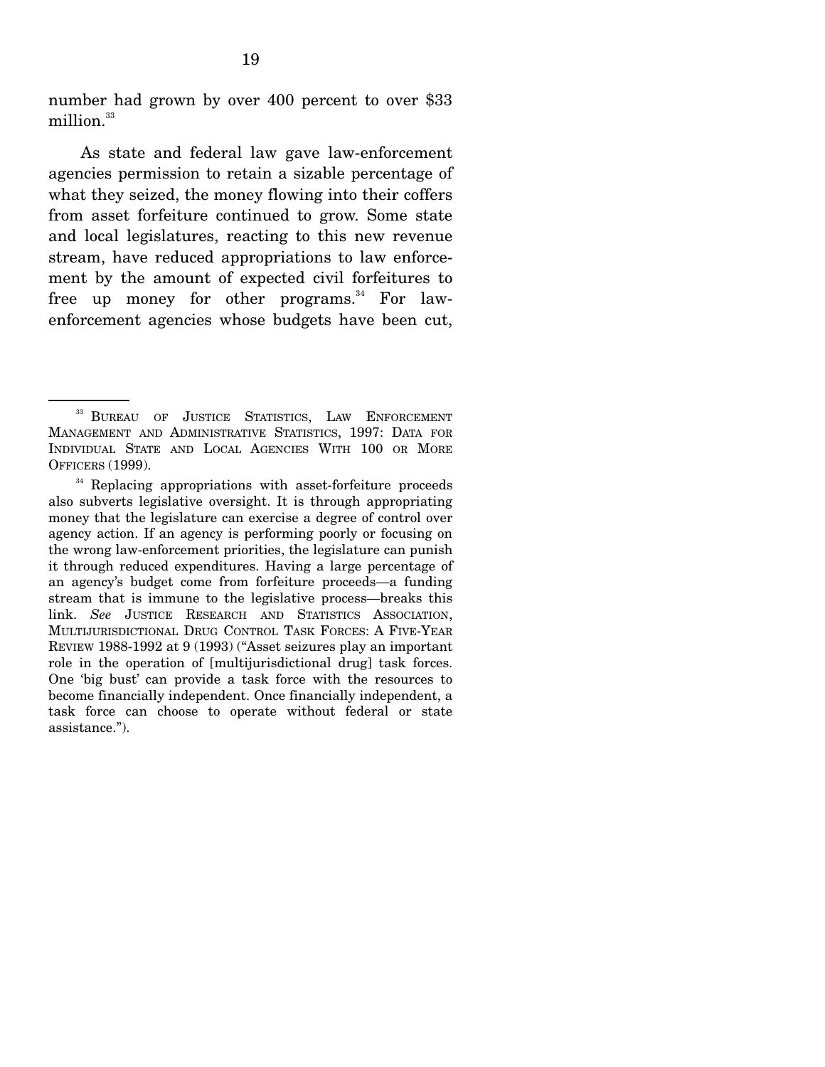number had grown by over 400 percent to over $33 million.[33]

As state and federal law gave law-enforcement agencies permission to retain a sizable percentage of what they seized, the money flowing into their coffers from asset forfeiture continued to grow. Some state and local legislatures, reacting to this new revenue stream, have reduced appropriations to law enforcement by the amount of expected civil forfeitures to free up money for other programs.[34] For law-enforcement agencies whose budgets have been cut,

---

[33] BUREAU OF JUSTICE STATISTICS, LAW ENFORCEMENT MANAGEMENT AND ADMINISTRATIVE STATISTICS, 1997: DATA FOR INDIVIDUAL STATE AND LOCAL AGENCIES WITH 100 OR MORE OFFICERS (1999).

[34] Replacing appropriations with asset-forfeiture proceeds also subverts legislative oversight. It is through appropriating money that the legislature can exercise a degree of control over agency action. If an agency is performing poorly or focusing on the wrong law-enforcement priorities, the legislature can punish it through reduced expenditures. Having a large percentage of an agency's budget come from forfeiture proceeds—a funding stream that is immune to the legislative process—breaks this link. *See* JUSTICE RESEARCH AND STATISTICS ASSOCIATION, MULTIJURISDICTIONAL DRUG CONTROL TASK FORCES: A FIVE-YEAR REVIEW 1988-1992 at 9 (1993) ("Asset seizures play an important role in the operation of [multijurisdictional drug] task forces. One 'big bust' can provide a task force with the resources to become financially independent. Once financially independent, a task force can choose to operate without federal or state assistance.").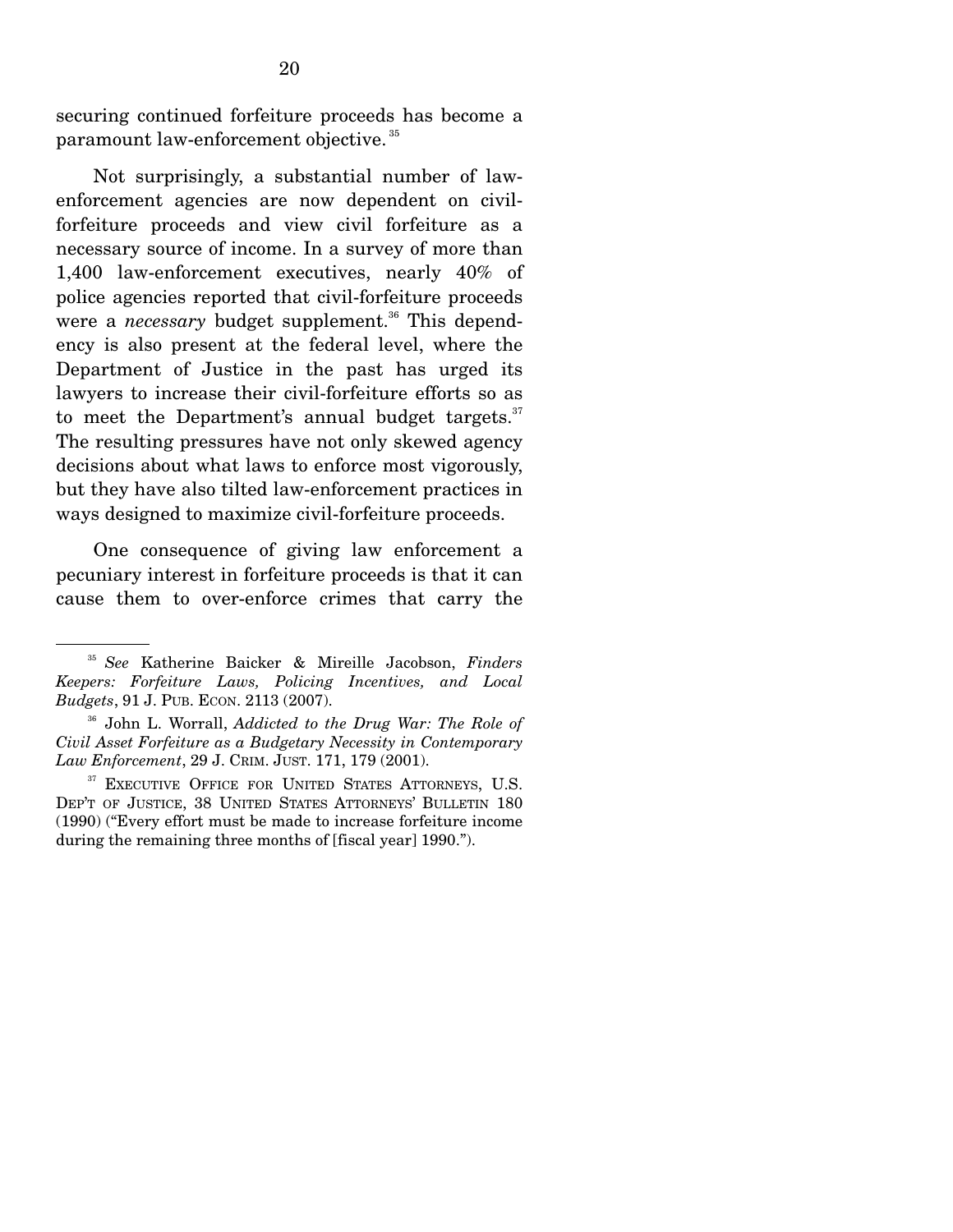securing continued forfeiture proceeds has become a paramount law-enforcement objective.[35]

Not surprisingly, a substantial number of law-enforcement agencies are now dependent on civil-forfeiture proceeds and view civil forfeiture as a necessary source of income. In a survey of more than 1,400 law-enforcement executives, nearly 40% of police agencies reported that civil-forfeiture proceeds were a *necessary* budget supplement.[36] This dependency is also present at the federal level, where the Department of Justice in the past has urged its lawyers to increase their civil-forfeiture efforts so as to meet the Department's annual budget targets.[37] The resulting pressures have not only skewed agency decisions about what laws to enforce most vigorously, but they have also tilted law-enforcement practices in ways designed to maximize civil-forfeiture proceeds.

One consequence of giving law enforcement a pecuniary interest in forfeiture proceeds is that it can cause them to over-enforce crimes that carry the

---

[35] *See* Katherine Baicker & Mireille Jacobson, *Finders Keepers: Forfeiture Laws, Policing Incentives, and Local Budgets*, 91 J. PUB. ECON. 2113 (2007).

[36] John L. Worrall, *Addicted to the Drug War: The Role of Civil Asset Forfeiture as a Budgetary Necessity in Contemporary Law Enforcement*, 29 J. CRIM. JUST. 171, 179 (2001).

[37] EXECUTIVE OFFICE FOR UNITED STATES ATTORNEYS, U.S. DEP'T OF JUSTICE, 38 UNITED STATES ATTORNEYS' BULLETIN 180 (1990) ("Every effort must be made to increase forfeiture income during the remaining three months of [fiscal year] 1990.").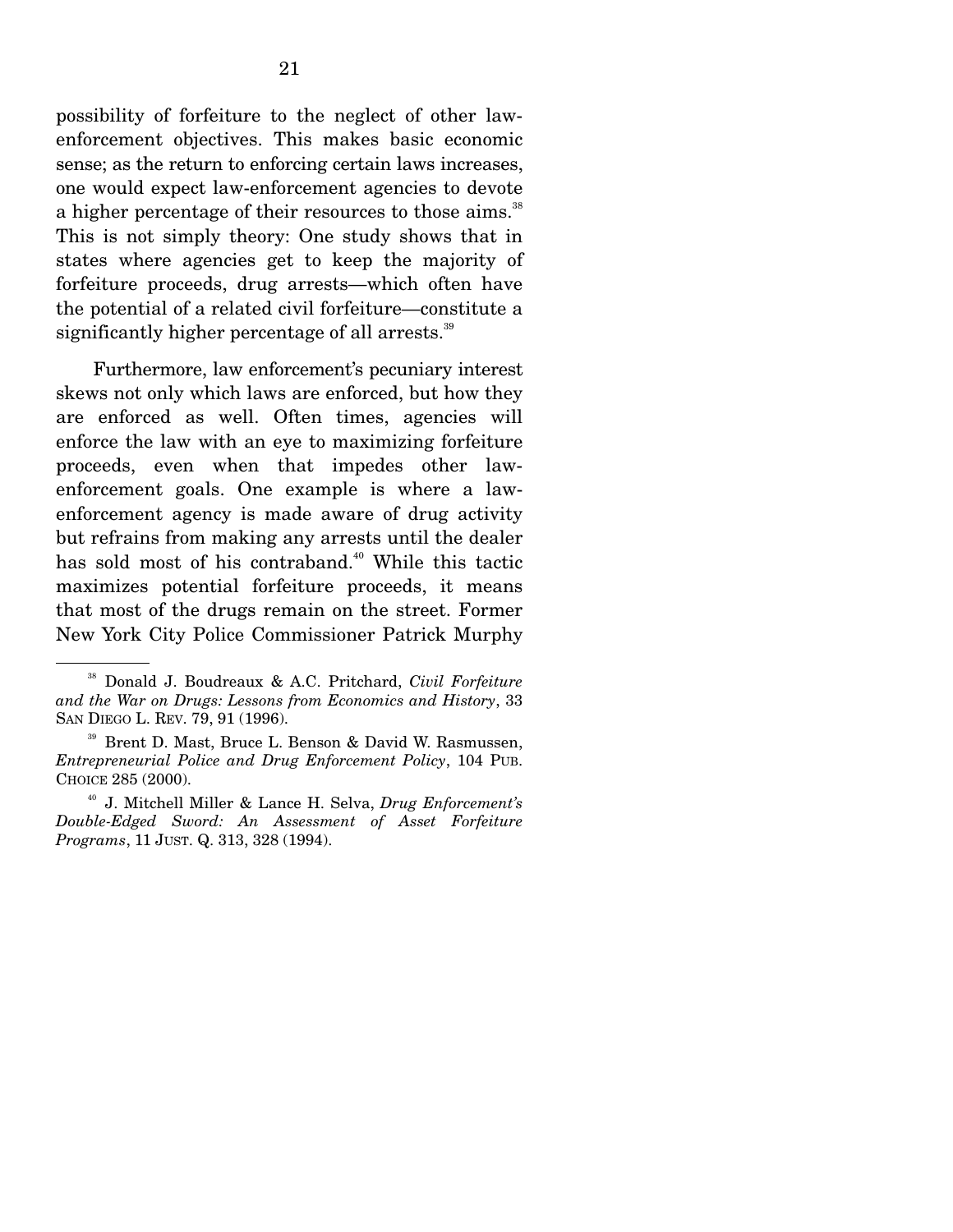possibility of forfeiture to the neglect of other law-enforcement objectives. This makes basic economic sense; as the return to enforcing certain laws increases, one would expect law-enforcement agencies to devote a higher percentage of their resources to those aims.[38] This is not simply theory: One study shows that in states where agencies get to keep the majority of forfeiture proceeds, drug arrests—which often have the potential of a related civil forfeiture—constitute a significantly higher percentage of all arrests.[39]

Furthermore, law enforcement's pecuniary interest skews not only which laws are enforced, but how they are enforced as well. Often times, agencies will enforce the law with an eye to maximizing forfeiture proceeds, even when that impedes other law-enforcement goals. One example is where a law-enforcement agency is made aware of drug activity but refrains from making any arrests until the dealer has sold most of his contraband.[40] While this tactic maximizes potential forfeiture proceeds, it means that most of the drugs remain on the street. Former New York City Police Commissioner Patrick Murphy

---

[38] Donald J. Boudreaux & A.C. Pritchard, *Civil Forfeiture and the War on Drugs: Lessons from Economics and History*, 33 SAN DIEGO L. REV. 79, 91 (1996).

[39] Brent D. Mast, Bruce L. Benson & David W. Rasmussen, *Entrepreneurial Police and Drug Enforcement Policy*, 104 PUB. CHOICE 285 (2000).

[40] J. Mitchell Miller & Lance H. Selva, *Drug Enforcement's Double-Edged Sword: An Assessment of Asset Forfeiture Programs*, 11 JUST. Q. 313, 328 (1994).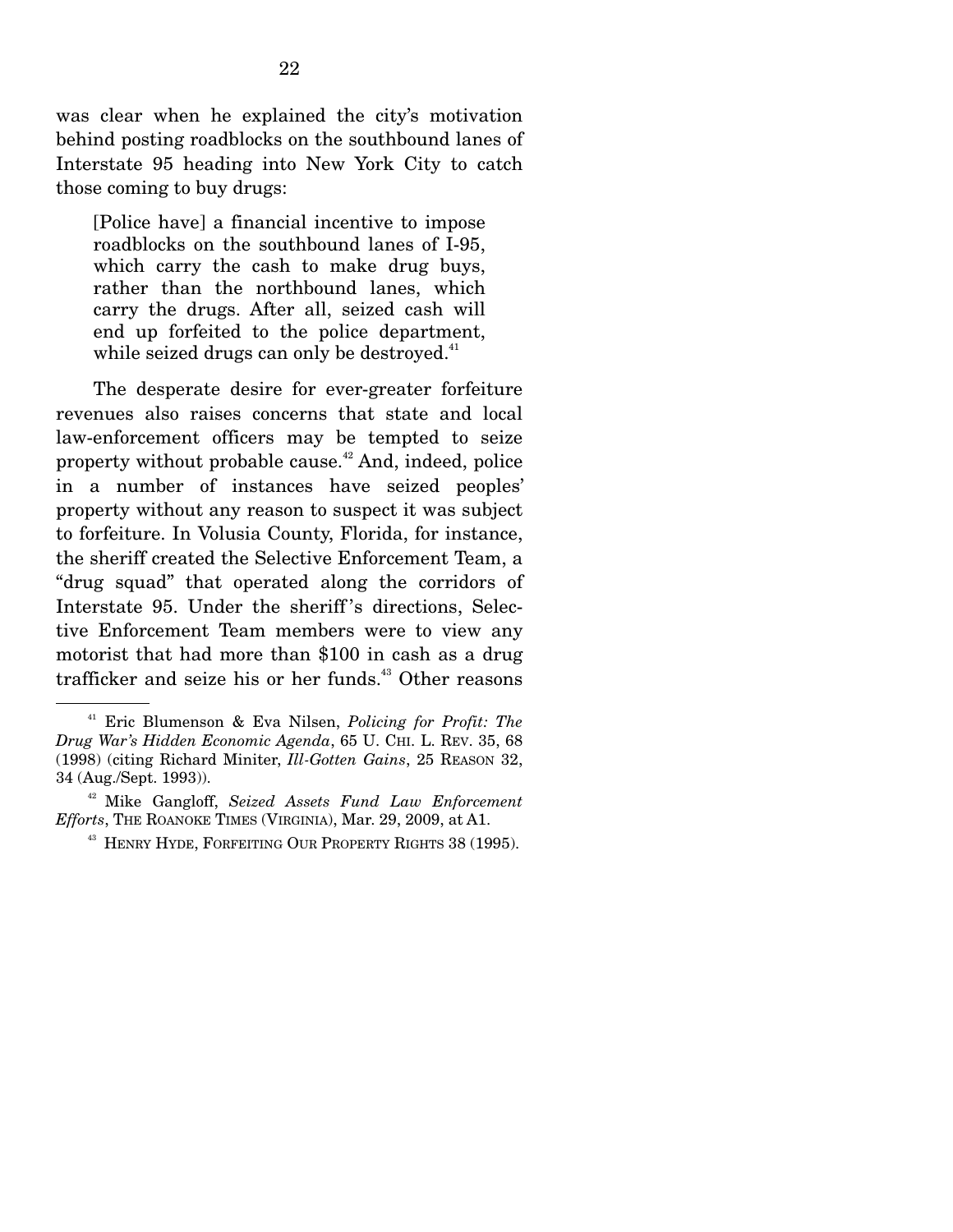was clear when he explained the city's motivation behind posting roadblocks on the southbound lanes of Interstate 95 heading into New York City to catch those coming to buy drugs:

> [Police have] a financial incentive to impose roadblocks on the southbound lanes of I-95, which carry the cash to make drug buys, rather than the northbound lanes, which carry the drugs. After all, seized cash will end up forfeited to the police department, while seized drugs can only be destroyed.[41]

The desperate desire for ever-greater forfeiture revenues also raises concerns that state and local law-enforcement officers may be tempted to seize property without probable cause.[42] And, indeed, police in a number of instances have seized peoples' property without any reason to suspect it was subject to forfeiture. In Volusia County, Florida, for instance, the sheriff created the Selective Enforcement Team, a "drug squad" that operated along the corridors of Interstate 95. Under the sheriff's directions, Selective Enforcement Team members were to view any motorist that had more than $100 in cash as a drug trafficker and seize his or her funds.[43] Other reasons

---

[41] Eric Blumenson & Eva Nilsen, *Policing for Profit: The Drug War's Hidden Economic Agenda*, 65 U. CHI. L. REV. 35, 68 (1998) (citing Richard Miniter, *Ill-Gotten Gains*, 25 REASON 32, 34 (Aug./Sept. 1993)).

[42] Mike Gangloff, *Seized Assets Fund Law Enforcement Efforts*, THE ROANOKE TIMES (VIRGINIA), Mar. 29, 2009, at A1.

[43] HENRY HYDE, FORFEITING OUR PROPERTY RIGHTS 38 (1995).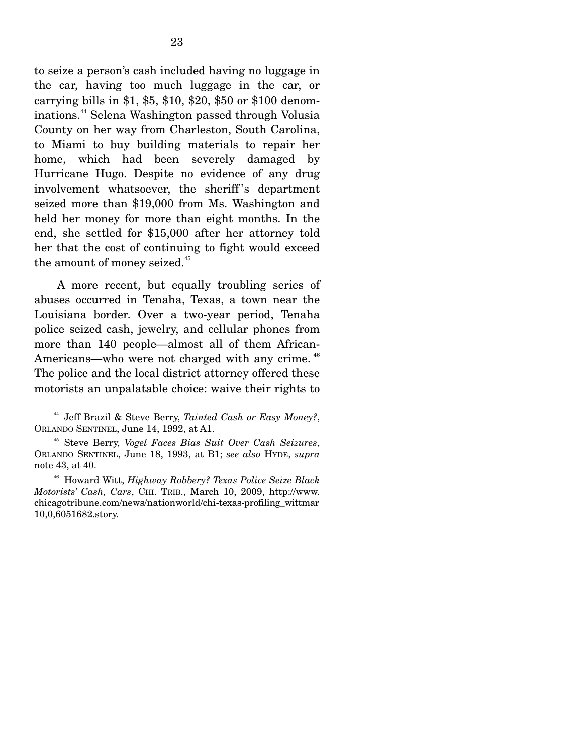to seize a person's cash included having no luggage in the car, having too much luggage in the car, or carrying bills in $1, $5, $10, $20, $50 or $100 denominations.[44] Selena Washington passed through Volusia County on her way from Charleston, South Carolina, to Miami to buy building materials to repair her home, which had been severely damaged by Hurricane Hugo. Despite no evidence of any drug involvement whatsoever, the sheriff's department seized more than $19,000 from Ms. Washington and held her money for more than eight months. In the end, she settled for $15,000 after her attorney told her that the cost of continuing to fight would exceed the amount of money seized.[45]

A more recent, but equally troubling series of abuses occurred in Tenaha, Texas, a town near the Louisiana border. Over a two-year period, Tenaha police seized cash, jewelry, and cellular phones from more than 140 people—almost all of them African-Americans—who were not charged with any crime.[46] The police and the local district attorney offered these motorists an unpalatable choice: waive their rights to

---

[44] Jeff Brazil & Steve Berry, *Tainted Cash or Easy Money?*, ORLANDO SENTINEL, June 14, 1992, at A1.

[45] Steve Berry, *Vogel Faces Bias Suit Over Cash Seizures*, ORLANDO SENTINEL, June 18, 1993, at B1; *see also* HYDE, *supra* note 43, at 40.

[46] Howard Witt, *Highway Robbery? Texas Police Seize Black Motorists' Cash, Cars*, CHI. TRIB., March 10, 2009, http://www.chicagotribune.com/news/nationworld/chi-texas-profiling_wittmar10,0,6051682.story.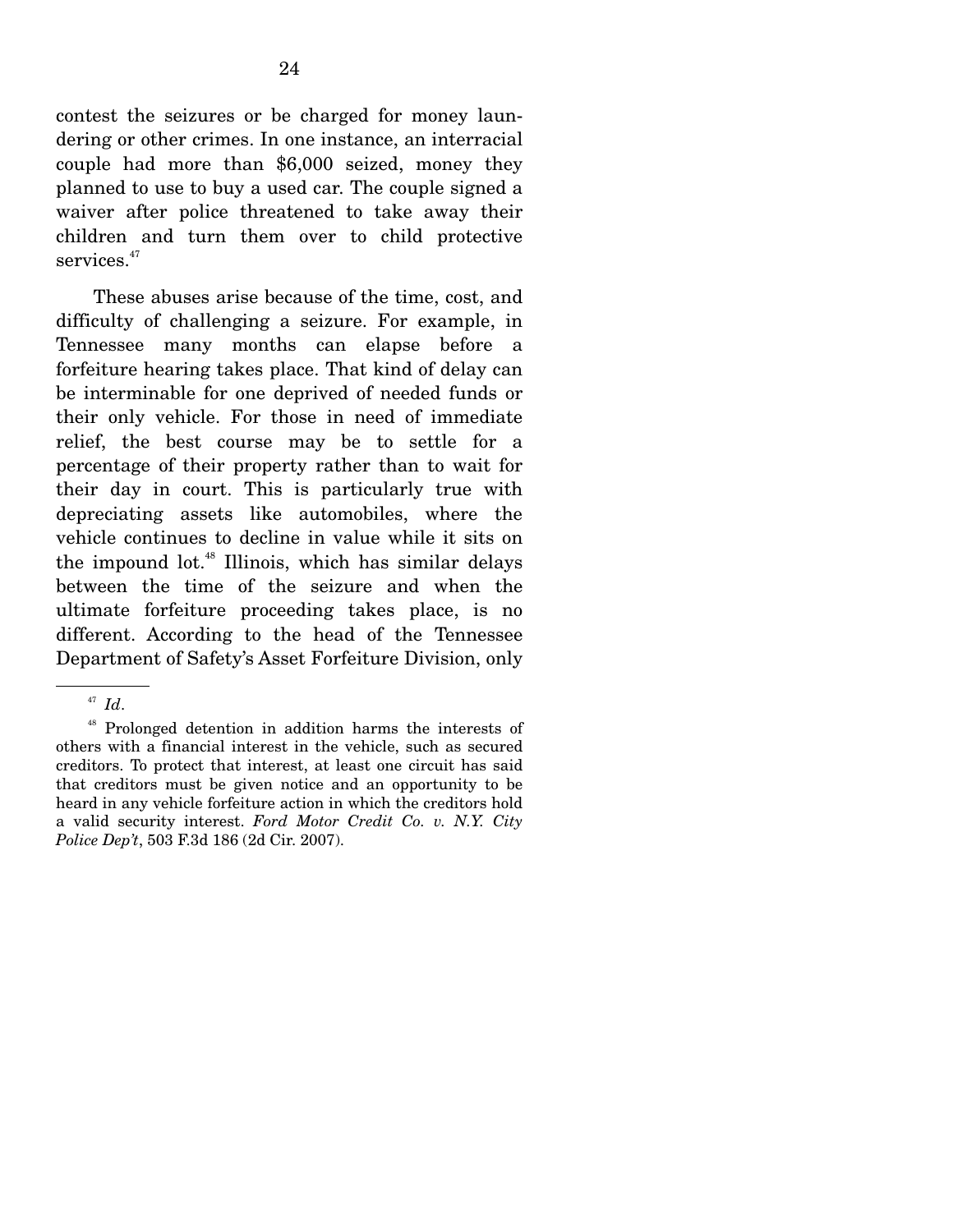contest the seizures or be charged for money laundering or other crimes. In one instance, an interracial couple had more than $6,000 seized, money they planned to use to buy a used car. The couple signed a waiver after police threatened to take away their children and turn them over to child protective services.[47]

These abuses arise because of the time, cost, and difficulty of challenging a seizure. For example, in Tennessee many months can elapse before a forfeiture hearing takes place. That kind of delay can be interminable for one deprived of needed funds or their only vehicle. For those in need of immediate relief, the best course may be to settle for a percentage of their property rather than to wait for their day in court. This is particularly true with depreciating assets like automobiles, where the vehicle continues to decline in value while it sits on the impound lot.[48] Illinois, which has similar delays between the time of the seizure and when the ultimate forfeiture proceeding takes place, is no different. According to the head of the Tennessee Department of Safety's Asset Forfeiture Division, only

---

[47] *Id*.

[48] Prolonged detention in addition harms the interests of others with a financial interest in the vehicle, such as secured creditors. To protect that interest, at least one circuit has said that creditors must be given notice and an opportunity to be heard in any vehicle forfeiture action in which the creditors hold a valid security interest. *Ford Motor Credit Co. v. N.Y. City Police Dep't*, 503 F.3d 186 (2d Cir. 2007).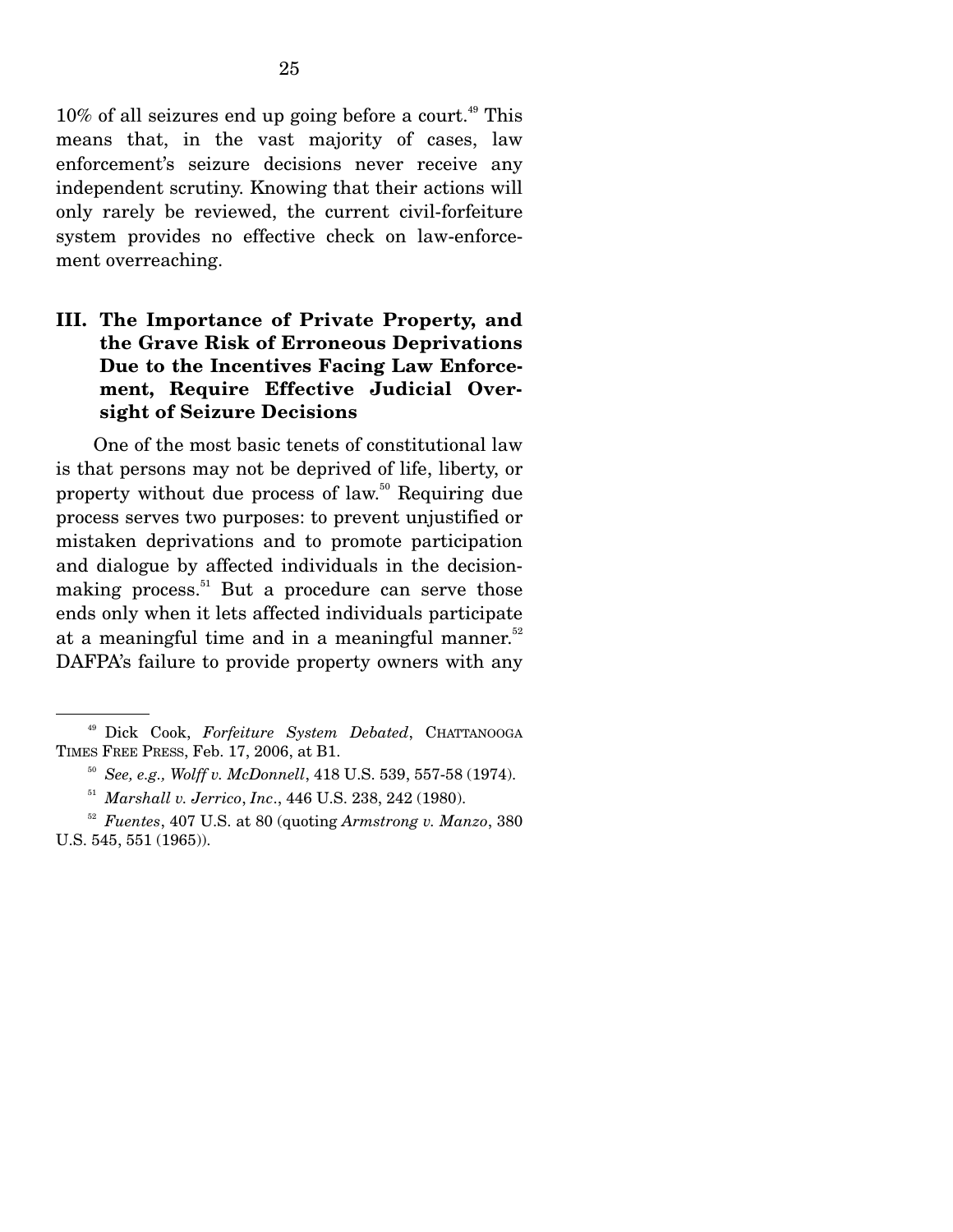10% of all seizures end up going before a court.[49] This means that, in the vast majority of cases, law enforcement's seizure decisions never receive any independent scrutiny. Knowing that their actions will only rarely be reviewed, the current civil-forfeiture system provides no effective check on law-enforcement overreaching.

## III. The Importance of Private Property, and the Grave Risk of Erroneous Deprivations Due to the Incentives Facing Law Enforcement, Require Effective Judicial Oversight of Seizure Decisions

One of the most basic tenets of constitutional law is that persons may not be deprived of life, liberty, or property without due process of law.[50] Requiring due process serves two purposes: to prevent unjustified or mistaken deprivations and to promote participation and dialogue by affected individuals in the decision-making process.[51] But a procedure can serve those ends only when it lets affected individuals participate at a meaningful time and in a meaningful manner.[52] DAFPA's failure to provide property owners with any

---

[49] Dick Cook, *Forfeiture System Debated*, CHATTANOOGA TIMES FREE PRESS, Feb. 17, 2006, at B1.

[50] *See, e.g., Wolff v. McDonnell*, 418 U.S. 539, 557-58 (1974).

[51] *Marshall v. Jerrico*, *Inc*., 446 U.S. 238, 242 (1980).

[52] *Fuentes*, 407 U.S. at 80 (quoting *Armstrong v. Manzo*, 380 U.S. 545, 551 (1965)).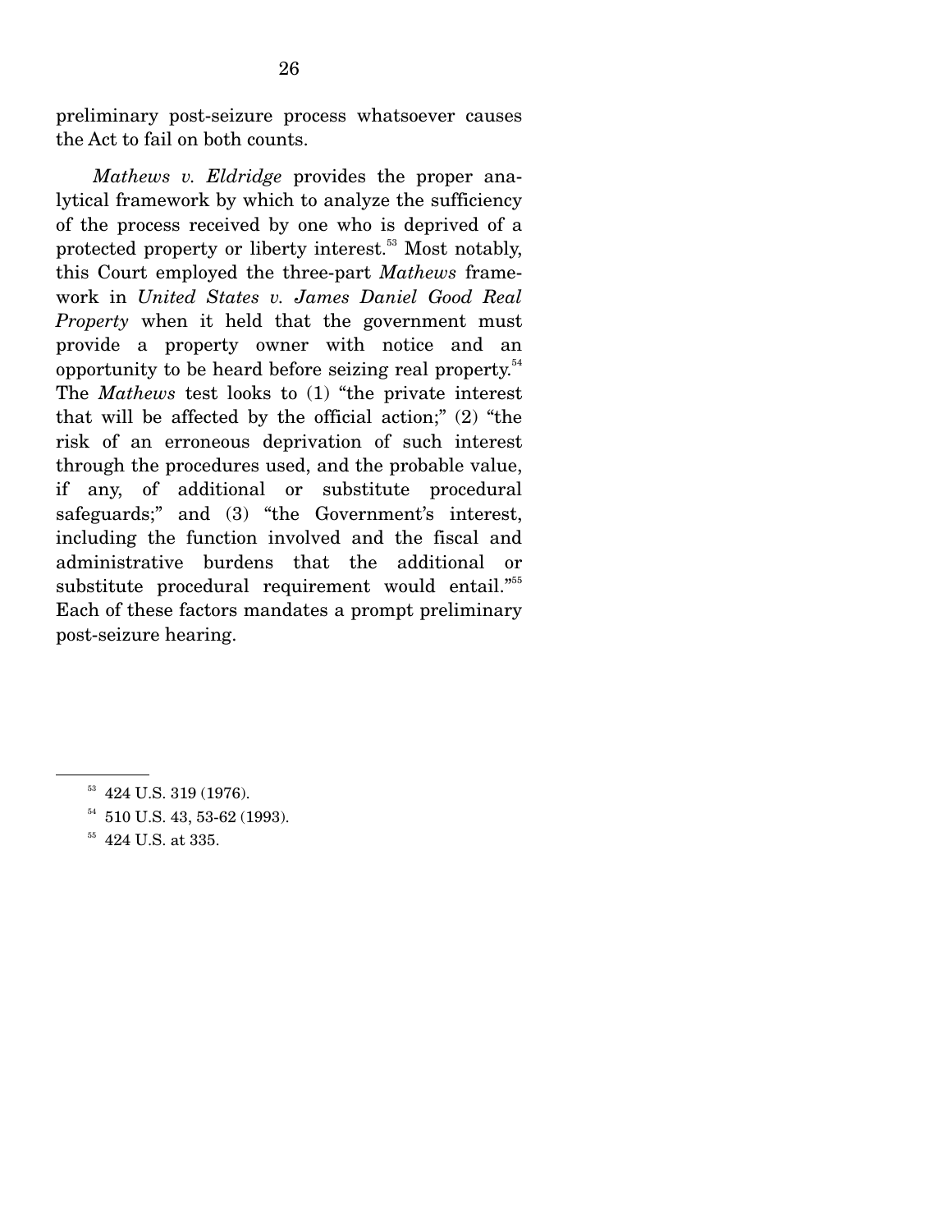preliminary post-seizure process whatsoever causes the Act to fail on both counts.

*Mathews v. Eldridge* provides the proper analytical framework by which to analyze the sufficiency of the process received by one who is deprived of a protected property or liberty interest.[53] Most notably, this Court employed the three-part *Mathews* framework in *United States v. James Daniel Good Real Property* when it held that the government must provide a property owner with notice and an opportunity to be heard before seizing real property.[54] The *Mathews* test looks to (1) "the private interest that will be affected by the official action;" (2) "the risk of an erroneous deprivation of such interest through the procedures used, and the probable value, if any, of additional or substitute procedural safeguards;" and (3) "the Government's interest, including the function involved and the fiscal and administrative burdens that the additional or substitute procedural requirement would entail."[55] Each of these factors mandates a prompt preliminary post-seizure hearing.

---

[53] 424 U.S. 319 (1976).

[54] 510 U.S. 43, 53-62 (1993).

[55] 424 U.S. at 335.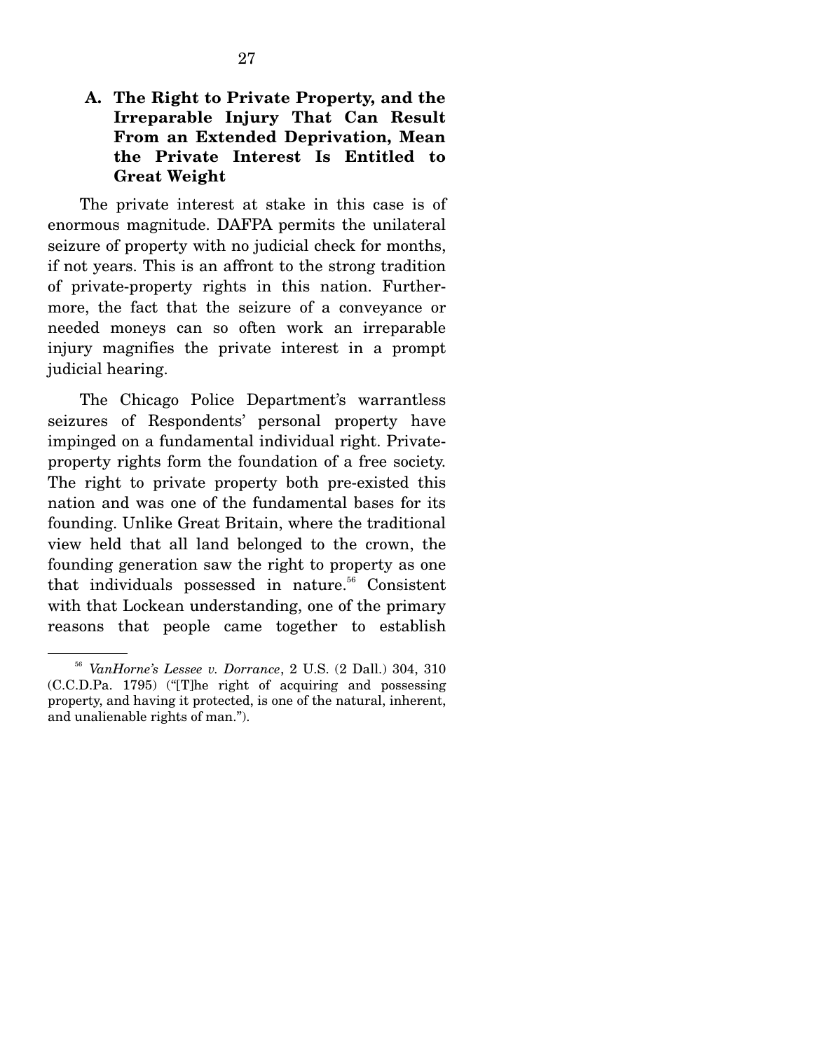### A. The Right to Private Property, and the Irreparable Injury That Can Result From an Extended Deprivation, Mean the Private Interest Is Entitled to Great Weight

The private interest at stake in this case is of enormous magnitude. DAFPA permits the unilateral seizure of property with no judicial check for months, if not years. This is an affront to the strong tradition of private-property rights in this nation. Furthermore, the fact that the seizure of a conveyance or needed moneys can so often work an irreparable injury magnifies the private interest in a prompt judicial hearing.

The Chicago Police Department's warrantless seizures of Respondents' personal property have impinged on a fundamental individual right. Private-property rights form the foundation of a free society. The right to private property both pre-existed this nation and was one of the fundamental bases for its founding. Unlike Great Britain, where the traditional view held that all land belonged to the crown, the founding generation saw the right to property as one that individuals possessed in nature.[56] Consistent with that Lockean understanding, one of the primary reasons that people came together to establish

---

[56] *VanHorne's Lessee v. Dorrance*, 2 U.S. (2 Dall.) 304, 310 (C.C.D.Pa. 1795) ("[T]he right of acquiring and possessing property, and having it protected, is one of the natural, inherent, and unalienable rights of man.").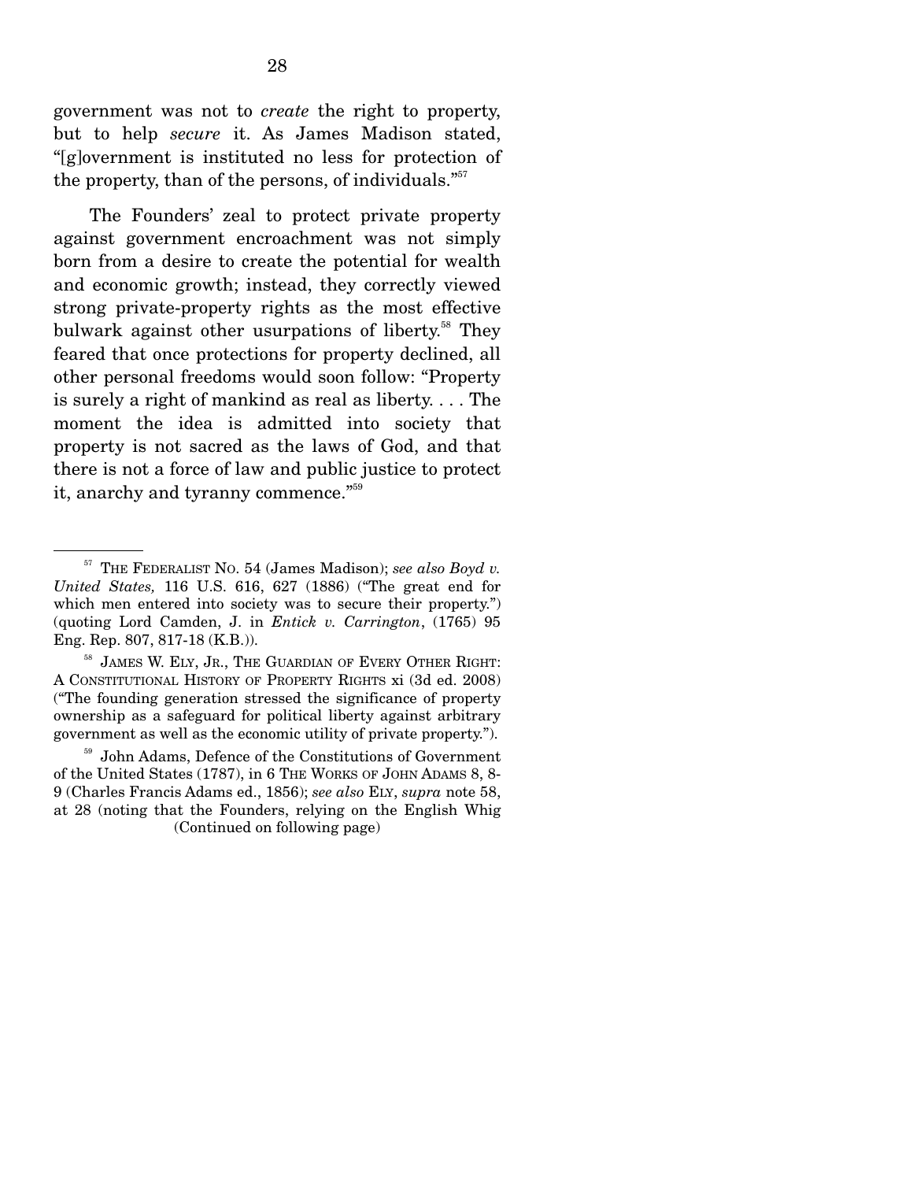government was not to *create* the right to property, but to help *secure* it. As James Madison stated, "[g]overnment is instituted no less for protection of the property, than of the persons, of individuals."[57]

The Founders' zeal to protect private property against government encroachment was not simply born from a desire to create the potential for wealth and economic growth; instead, they correctly viewed strong private-property rights as the most effective bulwark against other usurpations of liberty.[58] They feared that once protections for property declined, all other personal freedoms would soon follow: "Property is surely a right of mankind as real as liberty. . . . The moment the idea is admitted into society that property is not sacred as the laws of God, and that there is not a force of law and public justice to protect it, anarchy and tyranny commence."[59]

---

[57] THE FEDERALIST NO. 54 (James Madison); *see also Boyd v. United States,* 116 U.S. 616, 627 (1886) ("The great end for which men entered into society was to secure their property.") (quoting Lord Camden, J. in *Entick v. Carrington*, (1765) 95 Eng. Rep. 807, 817-18 (K.B.)).

[58] JAMES W. ELY, JR., THE GUARDIAN OF EVERY OTHER RIGHT: A CONSTITUTIONAL HISTORY OF PROPERTY RIGHTS xi (3d ed. 2008) ("The founding generation stressed the significance of property ownership as a safeguard for political liberty against arbitrary government as well as the economic utility of private property.").

[59] John Adams, Defence of the Constitutions of Government of the United States (1787), in 6 THE WORKS OF JOHN ADAMS 8, 8-9 (Charles Francis Adams ed., 1856); *see also* ELY, *supra* note 58, at 28 (noting that the Founders, relying on the English Whig

(Continued on following page)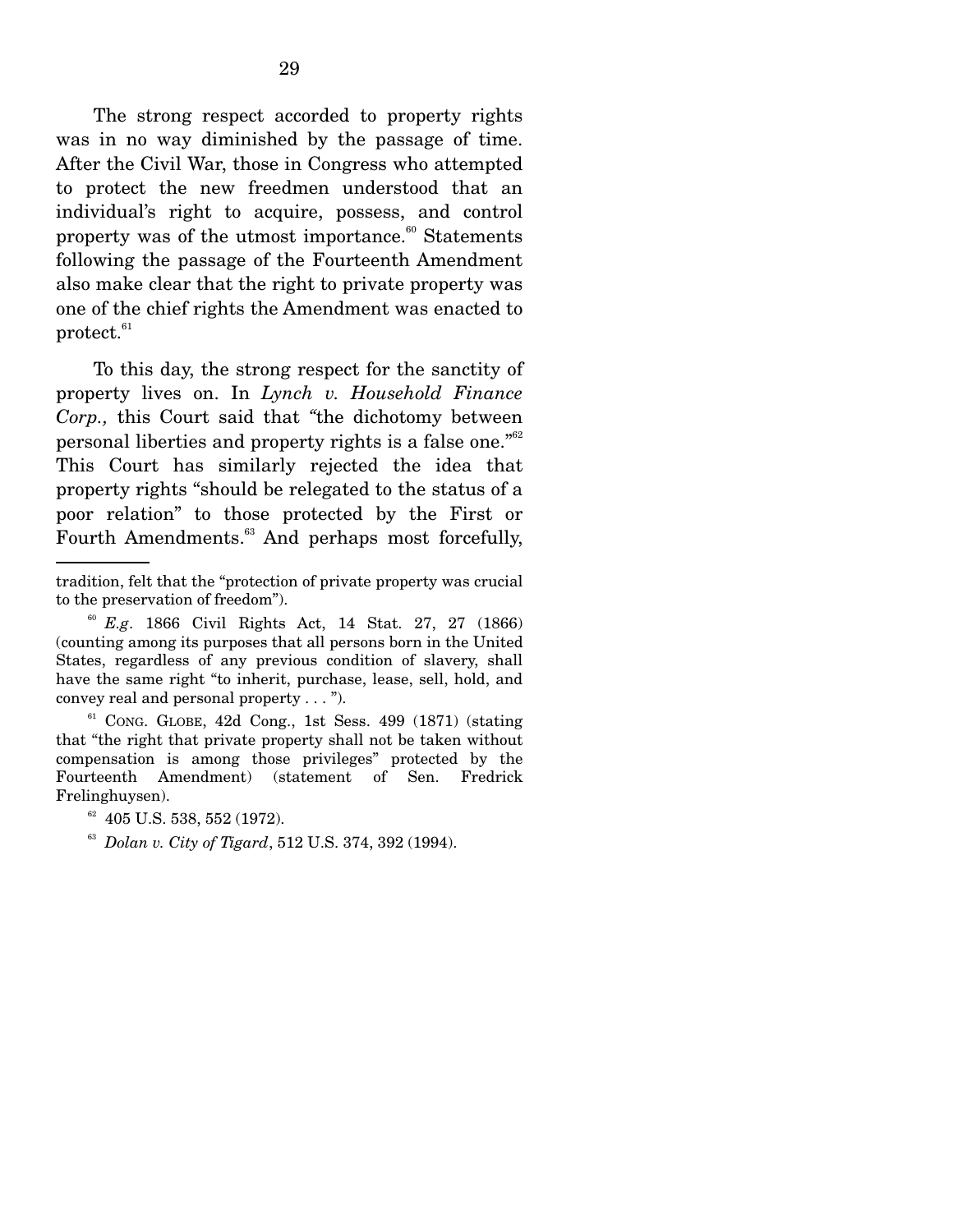The strong respect accorded to property rights was in no way diminished by the passage of time. After the Civil War, those in Congress who attempted to protect the new freedmen understood that an individual's right to acquire, possess, and control property was of the utmost importance.[60] Statements following the passage of the Fourteenth Amendment also make clear that the right to private property was one of the chief rights the Amendment was enacted to protect.[61]

To this day, the strong respect for the sanctity of property lives on. In *Lynch v. Household Finance Corp.,* this Court said that "the dichotomy between personal liberties and property rights is a false one."[62] This Court has similarly rejected the idea that property rights "should be relegated to the status of a poor relation" to those protected by the First or Fourth Amendments.[63] And perhaps most forcefully,

---

tradition, felt that the "protection of private property was crucial to the preservation of freedom").

[60] *E.g*. 1866 Civil Rights Act, 14 Stat. 27, 27 (1866) (counting among its purposes that all persons born in the United States, regardless of any previous condition of slavery, shall have the same right "to inherit, purchase, lease, sell, hold, and convey real and personal property . . . ").

[61] CONG. GLOBE, 42d Cong., 1st Sess. 499 (1871) (stating that "the right that private property shall not be taken without compensation is among those privileges" protected by the Fourteenth Amendment) (statement of Sen. Fredrick Frelinghuysen).

[62] 405 U.S. 538, 552 (1972).

[63] *Dolan v. City of Tigard*, 512 U.S. 374, 392 (1994).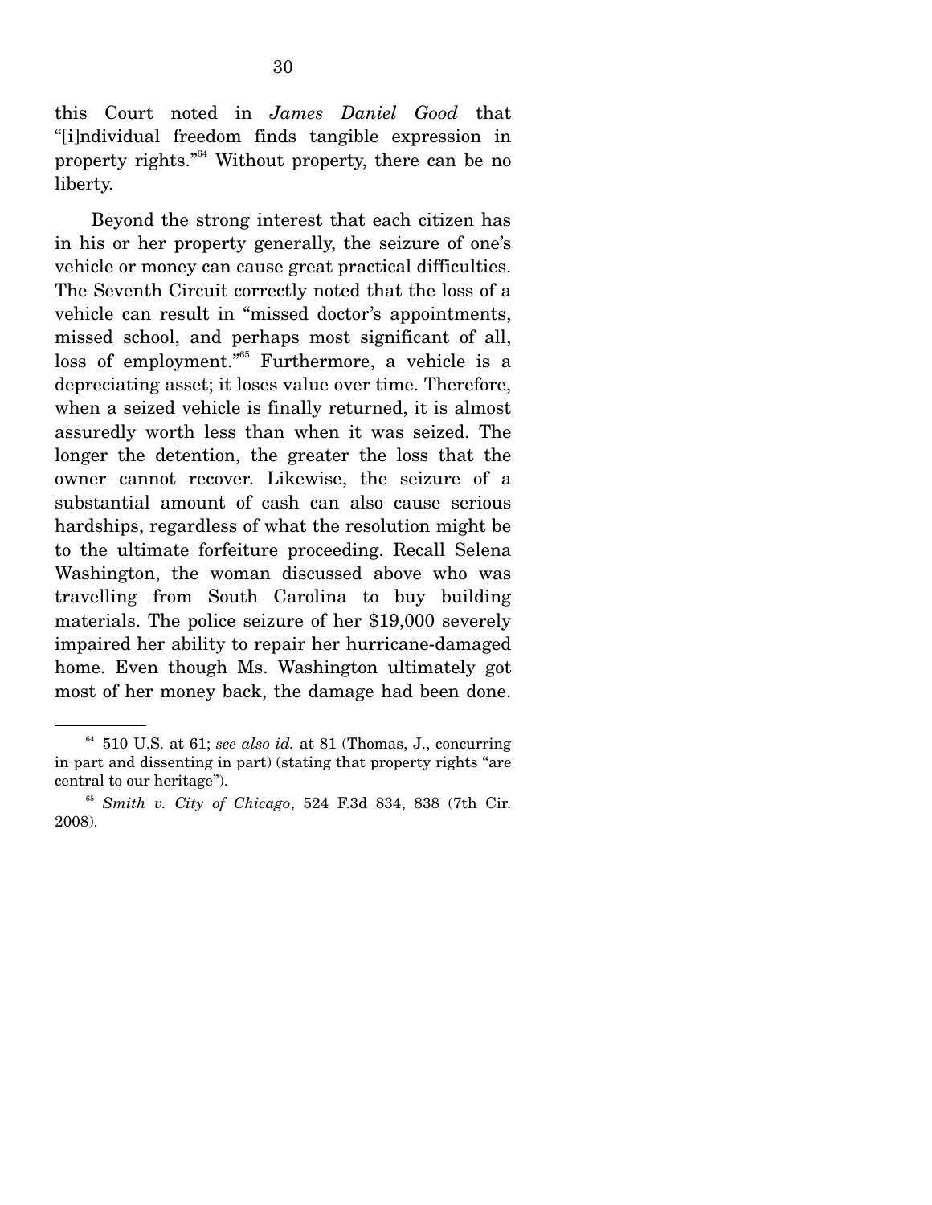this Court noted in *James Daniel Good* that "[i]ndividual freedom finds tangible expression in property rights."[64] Without property, there can be no liberty.

Beyond the strong interest that each citizen has in his or her property generally, the seizure of one's vehicle or money can cause great practical difficulties. The Seventh Circuit correctly noted that the loss of a vehicle can result in "missed doctor's appointments, missed school, and perhaps most significant of all, loss of employment."[65] Furthermore, a vehicle is a depreciating asset; it loses value over time. Therefore, when a seized vehicle is finally returned, it is almost assuredly worth less than when it was seized. The longer the detention, the greater the loss that the owner cannot recover. Likewise, the seizure of a substantial amount of cash can also cause serious hardships, regardless of what the resolution might be to the ultimate forfeiture proceeding. Recall Selena Washington, the woman discussed above who was travelling from South Carolina to buy building materials. The police seizure of her $19,000 severely impaired her ability to repair her hurricane-damaged home. Even though Ms. Washington ultimately got most of her money back, the damage had been done.

---

[64] 510 U.S. at 61; *see also id.* at 81 (Thomas, J., concurring in part and dissenting in part) (stating that property rights "are central to our heritage").

[65] *Smith v. City of Chicago*, 524 F.3d 834, 838 (7th Cir. 2008).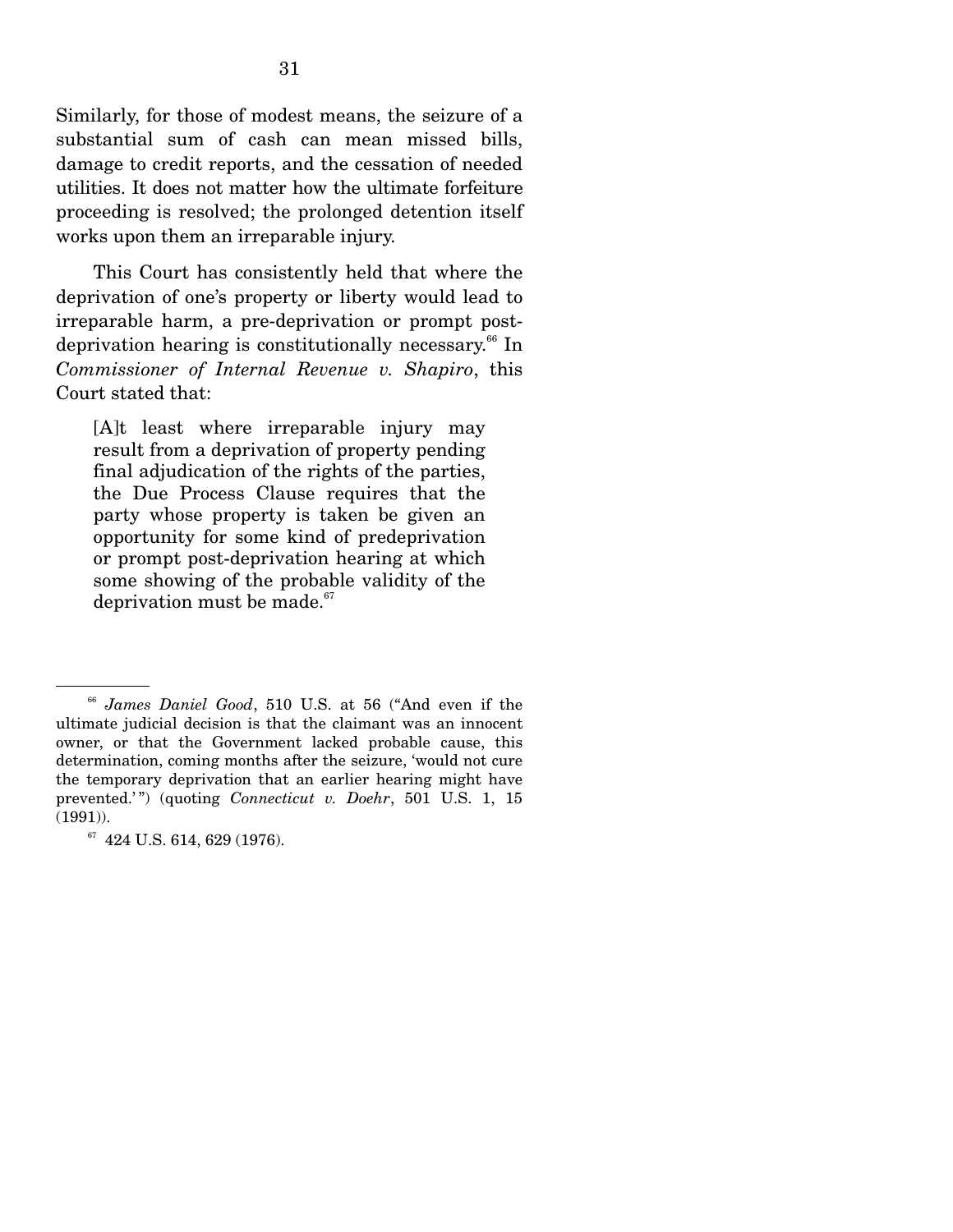Similarly, for those of modest means, the seizure of a substantial sum of cash can mean missed bills, damage to credit reports, and the cessation of needed utilities. It does not matter how the ultimate forfeiture proceeding is resolved; the prolonged detention itself works upon them an irreparable injury.

This Court has consistently held that where the deprivation of one's property or liberty would lead to irreparable harm, a pre-deprivation or prompt post-deprivation hearing is constitutionally necessary.[66] In *Commissioner of Internal Revenue v. Shapiro*, this Court stated that:

> [A]t least where irreparable injury may result from a deprivation of property pending final adjudication of the rights of the parties, the Due Process Clause requires that the party whose property is taken be given an opportunity for some kind of predeprivation or prompt post-deprivation hearing at which some showing of the probable validity of the deprivation must be made.[67]

---

[66] *James Daniel Good*, 510 U.S. at 56 ("And even if the ultimate judicial decision is that the claimant was an innocent owner, or that the Government lacked probable cause, this determination, coming months after the seizure, 'would not cure the temporary deprivation that an earlier hearing might have prevented.'") (quoting *Connecticut v. Doehr*, 501 U.S. 1, 15 (1991)).

[67] 424 U.S. 614, 629 (1976).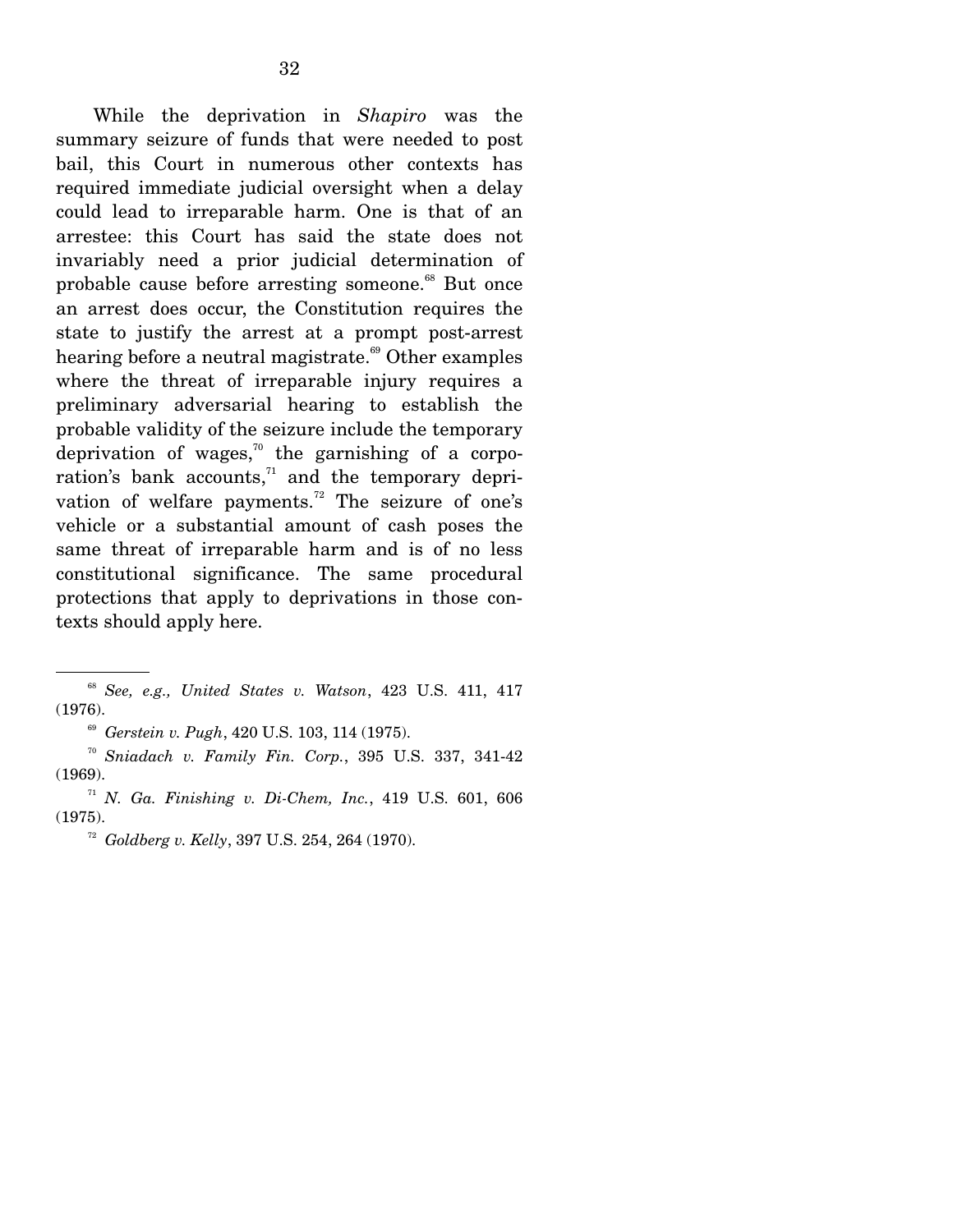While the deprivation in *Shapiro* was the summary seizure of funds that were needed to post bail, this Court in numerous other contexts has required immediate judicial oversight when a delay could lead to irreparable harm. One is that of an arrestee: this Court has said the state does not invariably need a prior judicial determination of probable cause before arresting someone.[68] But once an arrest does occur, the Constitution requires the state to justify the arrest at a prompt post-arrest hearing before a neutral magistrate.[69] Other examples where the threat of irreparable injury requires a preliminary adversarial hearing to establish the probable validity of the seizure include the temporary deprivation of wages,[70] the garnishing of a corporation's bank accounts,[71] and the temporary deprivation of welfare payments.[72] The seizure of one's vehicle or a substantial amount of cash poses the same threat of irreparable harm and is of no less constitutional significance. The same procedural protections that apply to deprivations in those contexts should apply here.

---

[68] *See, e.g., United States v. Watson*, 423 U.S. 411, 417 (1976).

[69] *Gerstein v. Pugh*, 420 U.S. 103, 114 (1975).

[70] *Sniadach v. Family Fin. Corp.*, 395 U.S. 337, 341-42 (1969).

[71] *N. Ga. Finishing v. Di-Chem, Inc.*, 419 U.S. 601, 606 (1975).

[72] *Goldberg v. Kelly*, 397 U.S. 254, 264 (1970).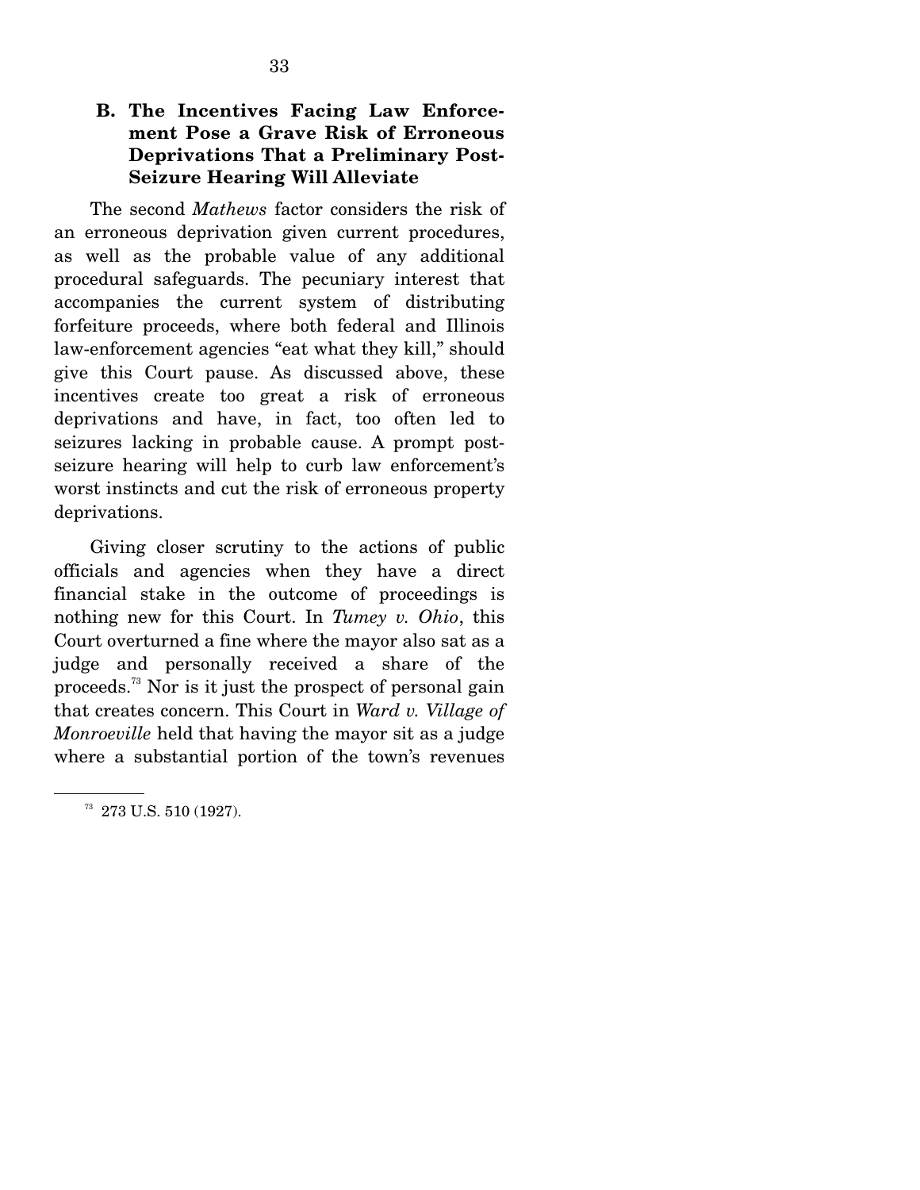### B. The Incentives Facing Law Enforcement Pose a Grave Risk of Erroneous Deprivations That a Preliminary Post-Seizure Hearing Will Alleviate

The second *Mathews* factor considers the risk of an erroneous deprivation given current procedures, as well as the probable value of any additional procedural safeguards. The pecuniary interest that accompanies the current system of distributing forfeiture proceeds, where both federal and Illinois law-enforcement agencies "eat what they kill," should give this Court pause. As discussed above, these incentives create too great a risk of erroneous deprivations and have, in fact, too often led to seizures lacking in probable cause. A prompt post-seizure hearing will help to curb law enforcement's worst instincts and cut the risk of erroneous property deprivations.

Giving closer scrutiny to the actions of public officials and agencies when they have a direct financial stake in the outcome of proceedings is nothing new for this Court. In *Tumey v. Ohio*, this Court overturned a fine where the mayor also sat as a judge and personally received a share of the proceeds.[73] Nor is it just the prospect of personal gain that creates concern. This Court in *Ward v. Village of Monroeville* held that having the mayor sit as a judge where a substantial portion of the town's revenues

---

[73] 273 U.S. 510 (1927).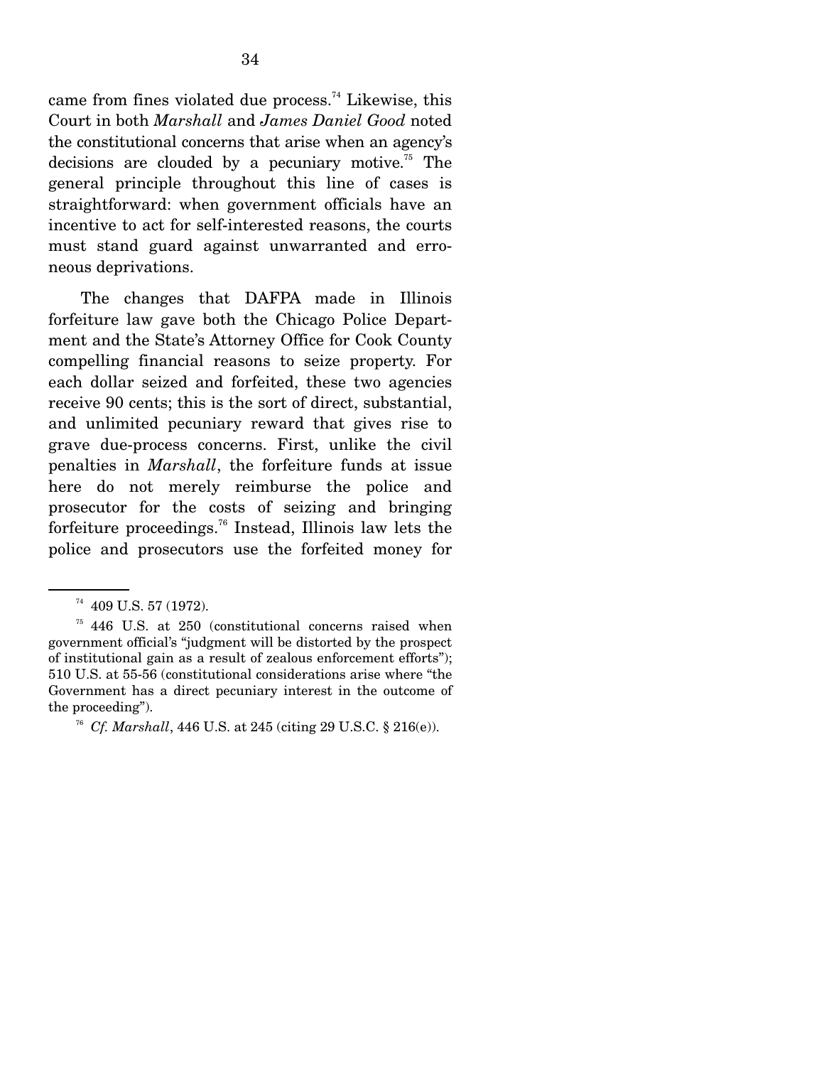came from fines violated due process.[74] Likewise, this Court in both *Marshall* and *James Daniel Good* noted the constitutional concerns that arise when an agency's decisions are clouded by a pecuniary motive.[75] The general principle throughout this line of cases is straightforward: when government officials have an incentive to act for self-interested reasons, the courts must stand guard against unwarranted and erroneous deprivations.

The changes that DAFPA made in Illinois forfeiture law gave both the Chicago Police Department and the State's Attorney Office for Cook County compelling financial reasons to seize property. For each dollar seized and forfeited, these two agencies receive 90 cents; this is the sort of direct, substantial, and unlimited pecuniary reward that gives rise to grave due-process concerns. First, unlike the civil penalties in *Marshall*, the forfeiture funds at issue here do not merely reimburse the police and prosecutor for the costs of seizing and bringing forfeiture proceedings.[76] Instead, Illinois law lets the police and prosecutors use the forfeited money for

---

[74] 409 U.S. 57 (1972).

[75] 446 U.S. at 250 (constitutional concerns raised when government official's "judgment will be distorted by the prospect of institutional gain as a result of zealous enforcement efforts"); 510 U.S. at 55-56 (constitutional considerations arise where "the Government has a direct pecuniary interest in the outcome of the proceeding").

[76] *Cf. Marshall*, 446 U.S. at 245 (citing 29 U.S.C. § 216(e)).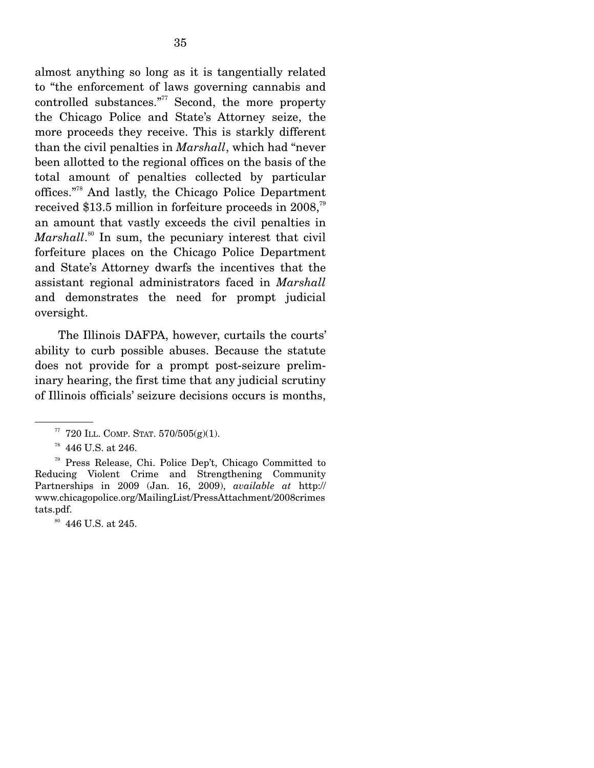almost anything so long as it is tangentially related to "the enforcement of laws governing cannabis and controlled substances."[77] Second, the more property the Chicago Police and State's Attorney seize, the more proceeds they receive. This is starkly different than the civil penalties in *Marshall*, which had "never been allotted to the regional offices on the basis of the total amount of penalties collected by particular offices."[78] And lastly, the Chicago Police Department received $13.5 million in forfeiture proceeds in 2008,[79] an amount that vastly exceeds the civil penalties in *Marshall*.[80] In sum, the pecuniary interest that civil forfeiture places on the Chicago Police Department and State's Attorney dwarfs the incentives that the assistant regional administrators faced in *Marshall* and demonstrates the need for prompt judicial oversight.

The Illinois DAFPA, however, curtails the courts' ability to curb possible abuses. Because the statute does not provide for a prompt post-seizure preliminary hearing, the first time that any judicial scrutiny of Illinois officials' seizure decisions occurs is months,

---

[77] 720 ILL. COMP. STAT. 570/505(g)(1).

[78] 446 U.S. at 246.

[79] Press Release, Chi. Police Dep't, Chicago Committed to Reducing Violent Crime and Strengthening Community Partnerships in 2009 (Jan. 16, 2009), *available at* http://www.chicagopolice.org/MailingList/PressAttachment/2008crimestats.pdf.

[80] 446 U.S. at 245.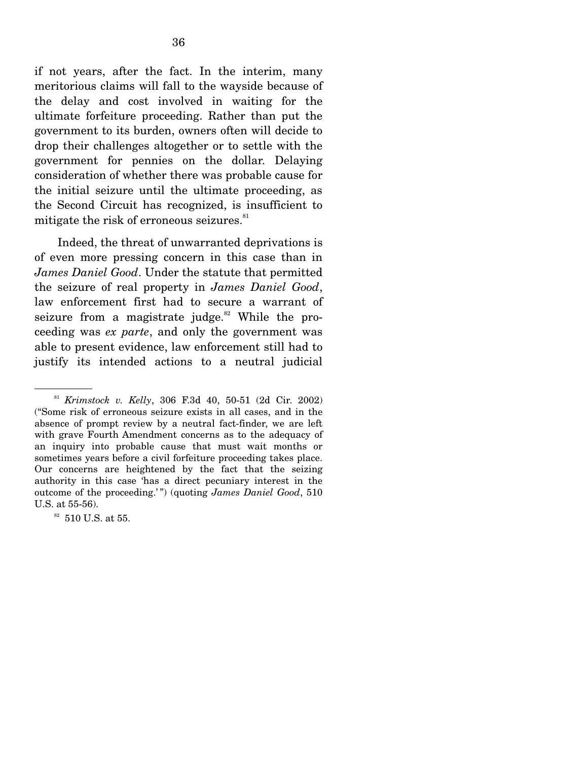if not years, after the fact. In the interim, many meritorious claims will fall to the wayside because of the delay and cost involved in waiting for the ultimate forfeiture proceeding. Rather than put the government to its burden, owners often will decide to drop their challenges altogether or to settle with the government for pennies on the dollar. Delaying consideration of whether there was probable cause for the initial seizure until the ultimate proceeding, as the Second Circuit has recognized, is insufficient to mitigate the risk of erroneous seizures.[81]

Indeed, the threat of unwarranted deprivations is of even more pressing concern in this case than in *James Daniel Good*. Under the statute that permitted the seizure of real property in *James Daniel Good*, law enforcement first had to secure a warrant of seizure from a magistrate judge.[82] While the proceeding was *ex parte*, and only the government was able to present evidence, law enforcement still had to justify its intended actions to a neutral judicial

---

[81] *Krimstock v. Kelly*, 306 F.3d 40, 50-51 (2d Cir. 2002) ("Some risk of erroneous seizure exists in all cases, and in the absence of prompt review by a neutral fact-finder, we are left with grave Fourth Amendment concerns as to the adequacy of an inquiry into probable cause that must wait months or sometimes years before a civil forfeiture proceeding takes place. Our concerns are heightened by the fact that the seizing authority in this case 'has a direct pecuniary interest in the outcome of the proceeding.' ") (quoting *James Daniel Good*, 510 U.S. at 55-56).

[82] 510 U.S. at 55.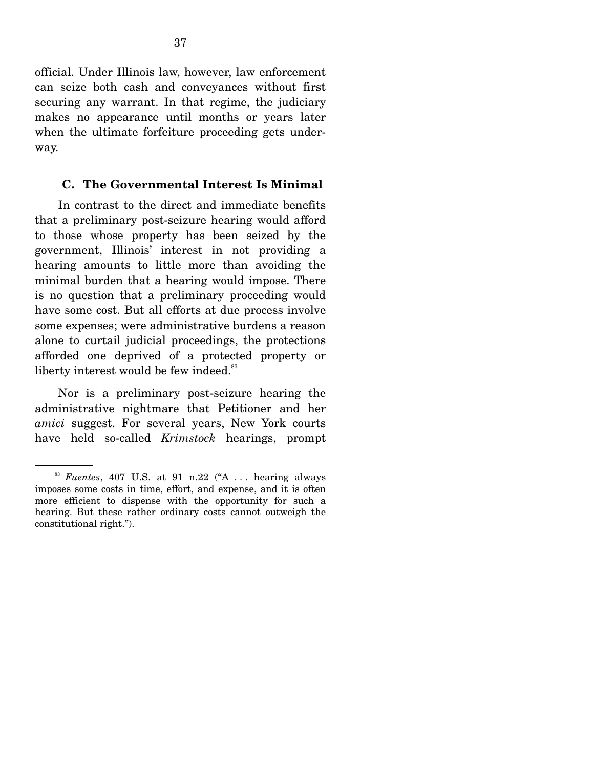official. Under Illinois law, however, law enforcement can seize both cash and conveyances without first securing any warrant. In that regime, the judiciary makes no appearance until months or years later when the ultimate forfeiture proceeding gets underway.

### C. The Governmental Interest Is Minimal

In contrast to the direct and immediate benefits that a preliminary post-seizure hearing would afford to those whose property has been seized by the government, Illinois' interest in not providing a hearing amounts to little more than avoiding the minimal burden that a hearing would impose. There is no question that a preliminary proceeding would have some cost. But all efforts at due process involve some expenses; were administrative burdens a reason alone to curtail judicial proceedings, the protections afforded one deprived of a protected property or liberty interest would be few indeed.[83]

Nor is a preliminary post-seizure hearing the administrative nightmare that Petitioner and her *amici* suggest. For several years, New York courts have held so-called *Krimstock* hearings, prompt

---

[83] *Fuentes*, 407 U.S. at 91 n.22 ("A . . . hearing always imposes some costs in time, effort, and expense, and it is often more efficient to dispense with the opportunity for such a hearing. But these rather ordinary costs cannot outweigh the constitutional right.").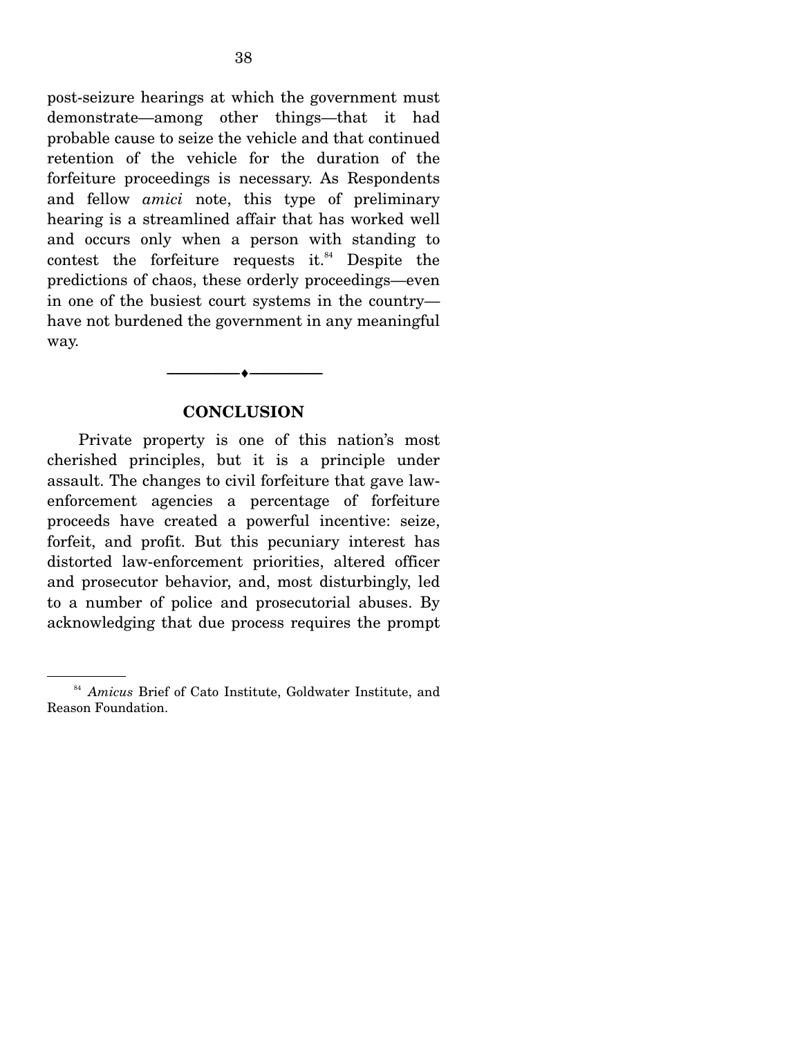post-seizure hearings at which the government must demonstrate—among other things—that it had probable cause to seize the vehicle and that continued retention of the vehicle for the duration of the forfeiture proceedings is necessary. As Respondents and fellow *amici* note, this type of preliminary hearing is a streamlined affair that has worked well and occurs only when a person with standing to contest the forfeiture requests it.[84] Despite the predictions of chaos, these orderly proceedings—even in one of the busiest court systems in the country—have not burdened the government in any meaningful way.

## CONCLUSION

Private property is one of this nation's most cherished principles, but it is a principle under assault. The changes to civil forfeiture that gave law-enforcement agencies a percentage of forfeiture proceeds have created a powerful incentive: seize, forfeit, and profit. But this pecuniary interest has distorted law-enforcement priorities, altered officer and prosecutor behavior, and, most disturbingly, led to a number of police and prosecutorial abuses. By acknowledging that due process requires the prompt

---

[84] *Amicus* Brief of Cato Institute, Goldwater Institute, and Reason Foundation.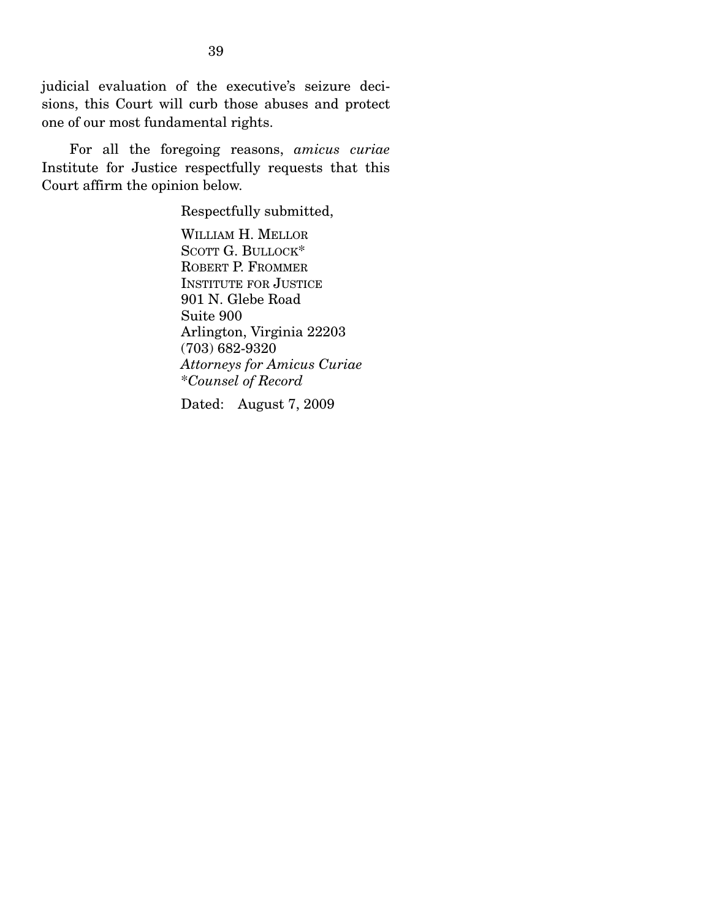judicial evaluation of the executive's seizure decisions, this Court will curb those abuses and protect one of our most fundamental rights.

For all the foregoing reasons, *amicus curiae* Institute for Justice respectfully requests that this Court affirm the opinion below.

Respectfully submitted,

WILLIAM H. MELLOR
SCOTT G. BULLOCK*
ROBERT P. FROMMER
INSTITUTE FOR JUSTICE
901 N. Glebe Road
Suite 900
Arlington, Virginia 22203
(703) 682-9320
*Attorneys for Amicus Curiae*
**Counsel of Record*

Dated: August 7, 2009